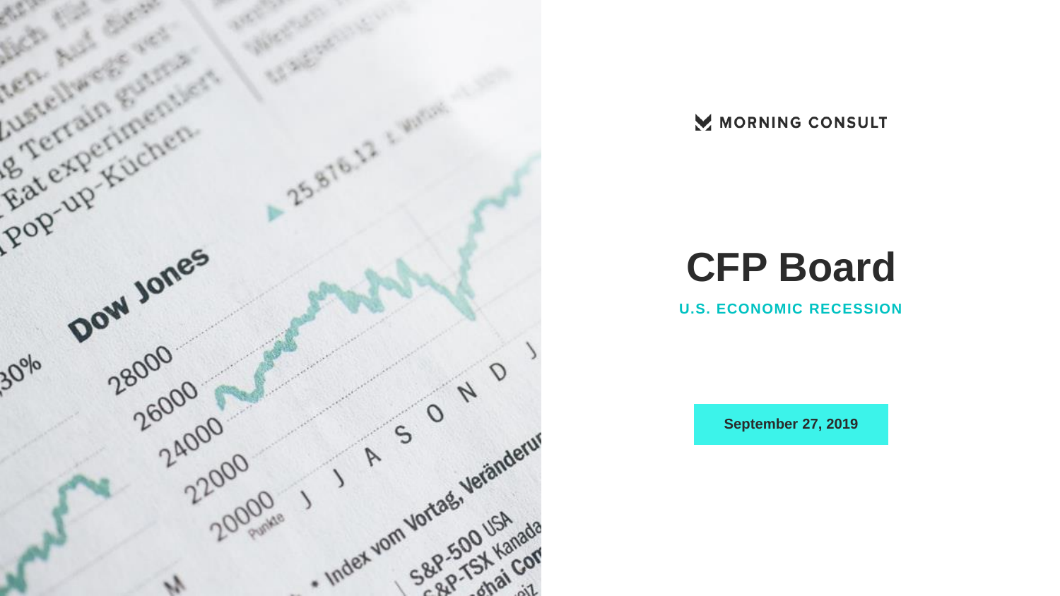MORNING CONSULT

# CFP Board

## U.S. ECONOMIC RECESSION

September 27, 2019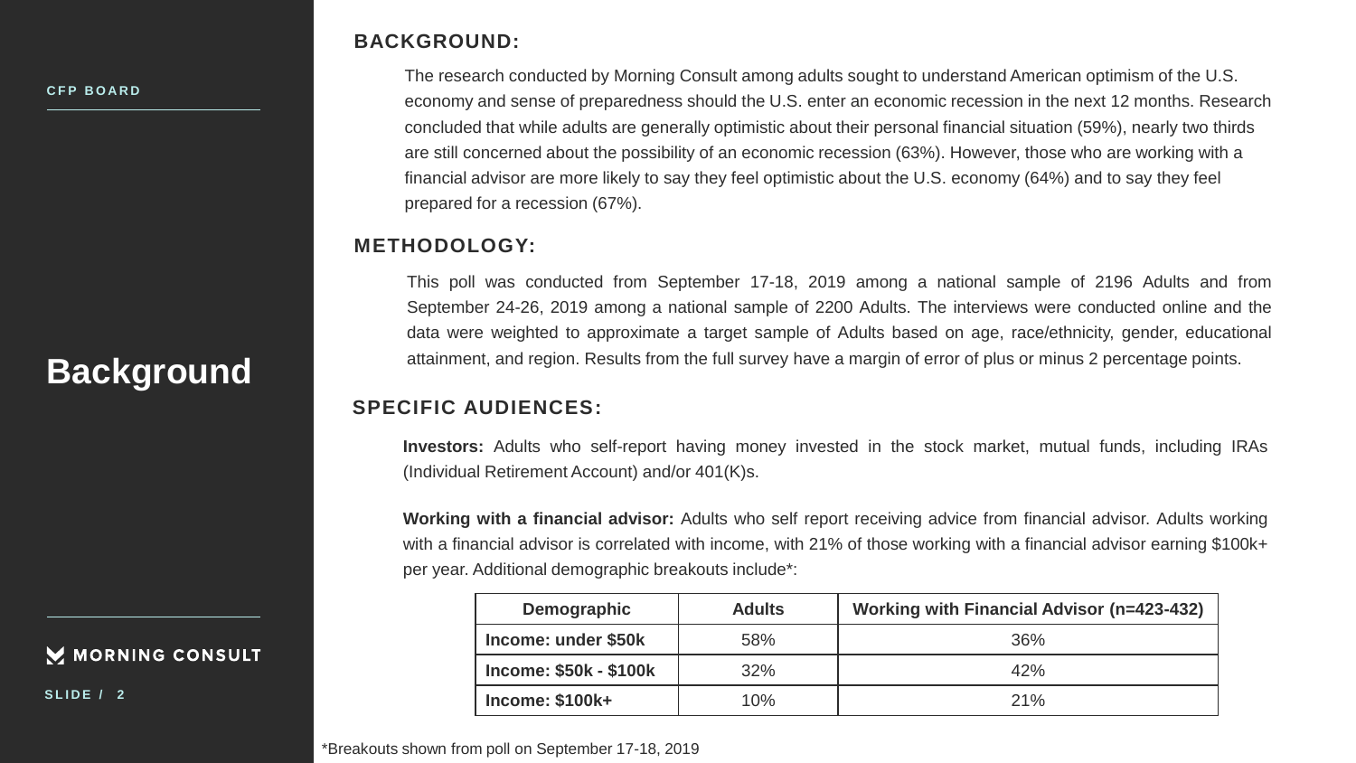# Background

## BACKGROUND:

The research conducted by Morning Consult among adults sought to understand American optimism of the U.S. economy and sense of preparedness should the U.S. enter an economic recession in the next 12 months. Research concluded that while adults are generally optimistic about their personal financial situation (59%), nearly two thirds are still concerned about the possibility of an economic recession (63%). However, those who are working with a financial advisor are more likely to say they feel optimistic about the U.S. economy (64%) and to say they feel prepared for a recession (67%).

## METHODOLOGY:

This poll was conducted from September 17-18, 2019 among a national sample of 2196 Adults and from September 24-26, 2019 among a national sample of 2200 Adults. The interviews were conducted online and the data were weighted to approximate a target sample of Adults based on age, race/ethnicity, gender, educational attainment, and region. Results from the full survey have a margin of error of plus or minus 2 percentage points.

## SPECIFIC AUDIENCES:

**Investors:** Adults who self-report having money invested in the stock market, mutual funds, including IRAs (Individual Retirement Account) and/or 401(K)s.

**Working with a financial advisor:** Adults who self report receiving advice from financial advisor. Adults working with a financial advisor is correlated with income, with 21% of those working with a financial advisor earning $100k+ per year. Additional demographic breakouts include*:

| Demographic | Adults | Working with Financial Advisor (n=423-432) |
|---|---|---|
| **Income: under $50k** | 58% | 36% |
| **Income: $50k - $100k** | 32% | 42% |
| **Income: $100k+** | 10% | 21% |

*Breakouts shown from poll on September 17-18, 2019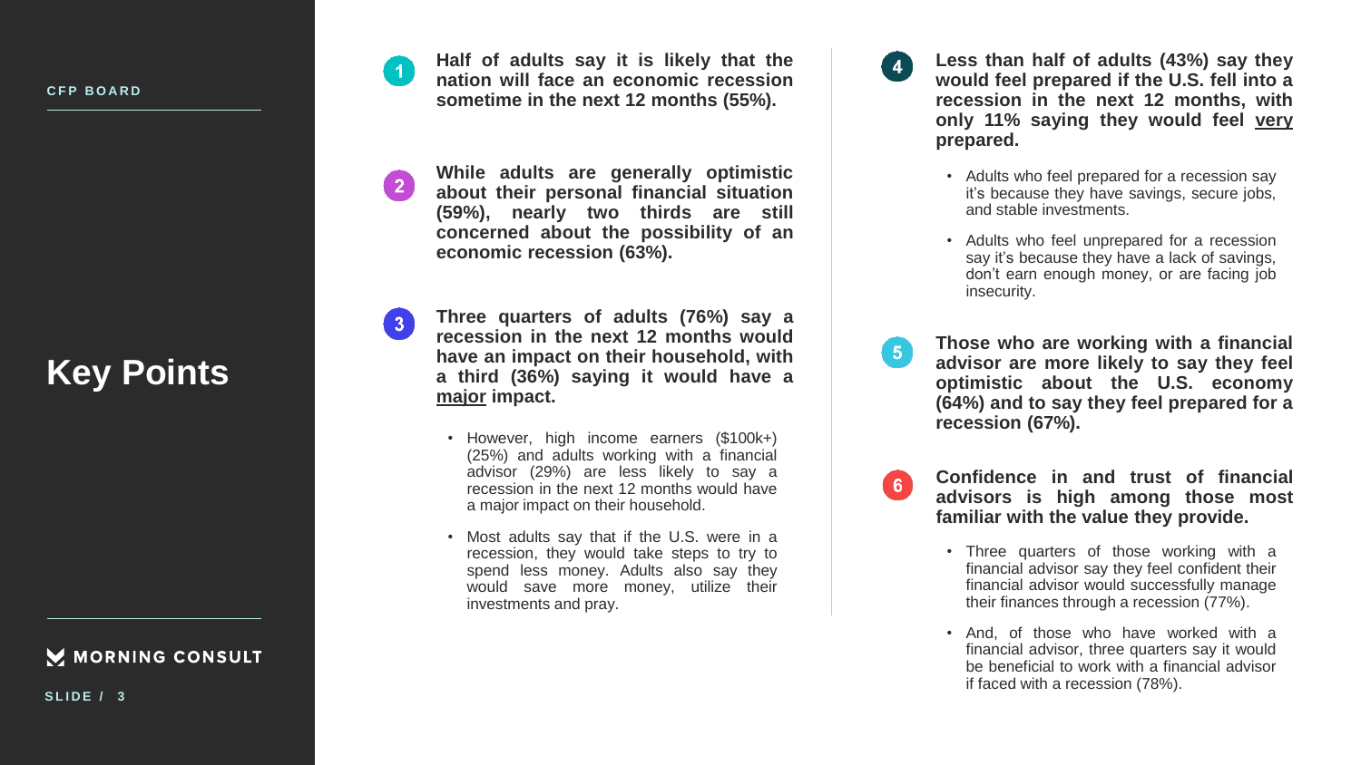# Key Points

1. **Half of adults say it is likely that the nation will face an economic recession sometime in the next 12 months (55%).**

2. **While adults are generally optimistic about their personal financial situation (59%), nearly two thirds are still concerned about the possibility of an economic recession (63%).**

3. **Three quarters of adults (76%) say a recession in the next 12 months would have an impact on their household, with a third (36%) saying it would have a major impact.**
   - However, high income earners ($100k+) (25%) and adults working with a financial advisor (29%) are less likely to say a recession in the next 12 months would have a major impact on their household.
   - Most adults say that if the U.S. were in a recession, they would take steps to try to spend less money. Adults also say they would save more money, utilize their investments and pray.

4. **Less than half of adults (43%) say they would feel prepared if the U.S. fell into a recession in the next 12 months, with only 11% saying they would feel very prepared.**
   - Adults who feel prepared for a recession say it's because they have savings, secure jobs, and stable investments.
   - Adults who feel unprepared for a recession say it's because they have a lack of savings, don't earn enough money, or are facing job insecurity.

5. **Those who are working with a financial advisor are more likely to say they feel optimistic about the U.S. economy (64%) and to say they feel prepared for a recession (67%).**

6. **Confidence in and trust of financial advisors is high among those most familiar with the value they provide.**
   - Three quarters of those working with a financial advisor say they feel confident their financial advisor would successfully manage their finances through a recession (77%).
   - And, of those who have worked with a financial advisor, three quarters say it would be beneficial to work with a financial advisor if faced with a recession (78%).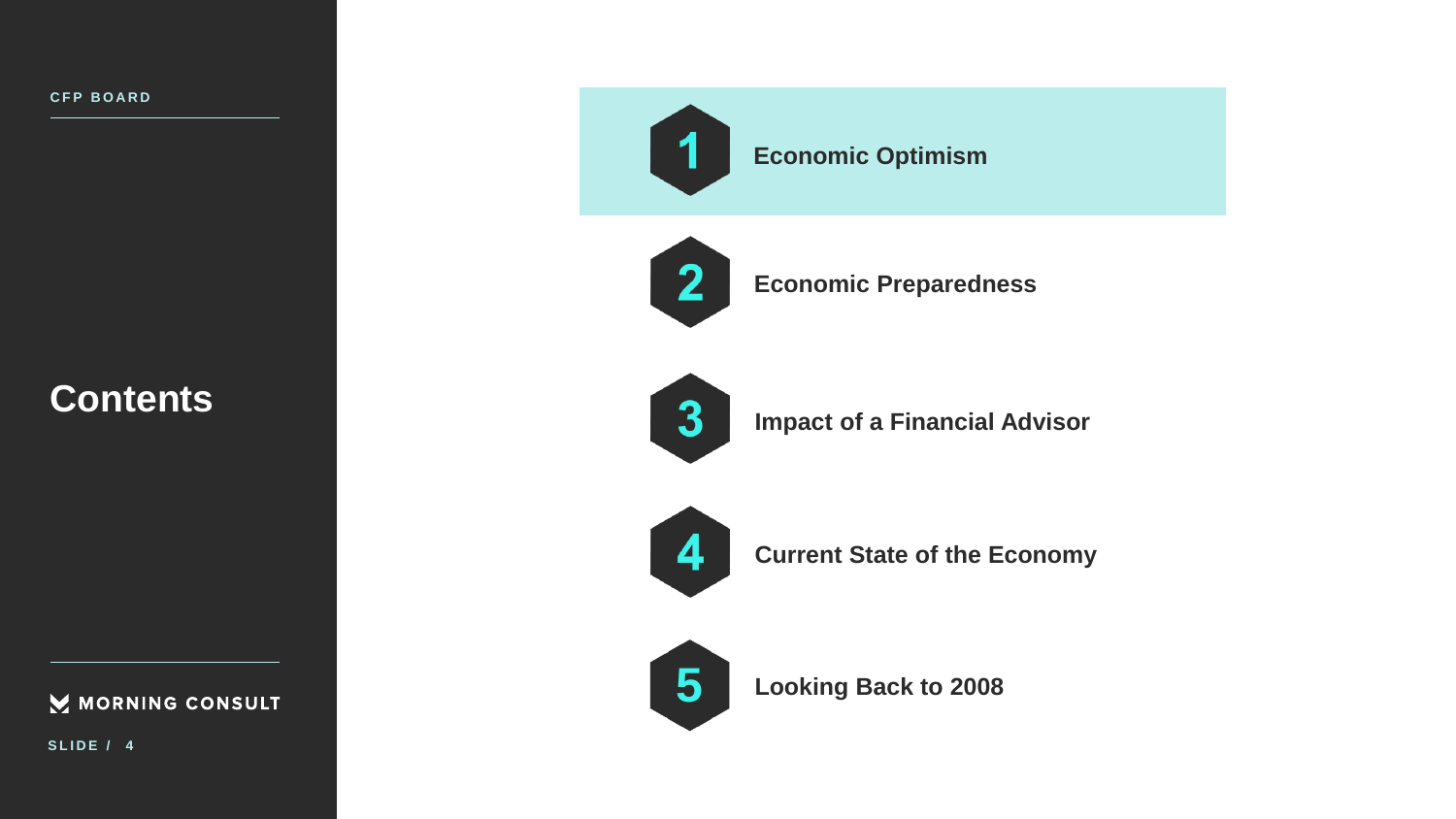# Contents

1. Economic Optimism
2. Economic Preparedness
3. Impact of a Financial Advisor
4. Current State of the Economy
5. Looking Back to 2008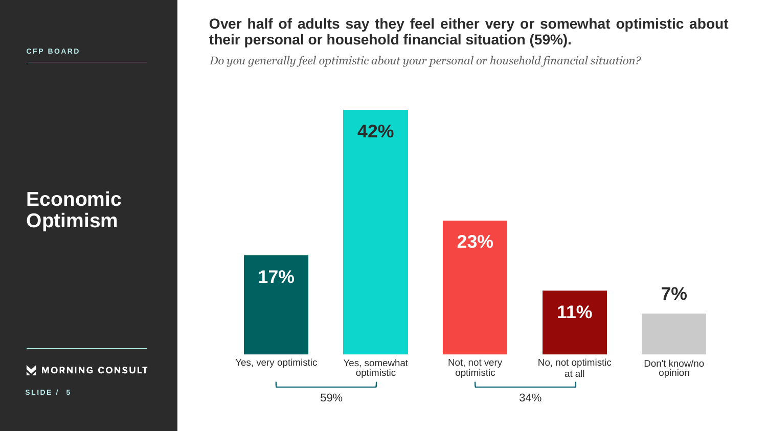CFP BOARD

# Economic Optimism

## Over half of adults say they feel either very or somewhat optimistic about their personal or household financial situation (59%).

*Do you generally feel optimistic about your personal or household financial situation?*

| Response | Percentage |
|---|---|
| Yes, very optimistic | 17% |
| Yes, somewhat optimistic | 42% |
| Not, not very optimistic | 23% |
| No, not optimistic at all | 11% |
| Don't know/no opinion | 7% |

Yes, very optimistic + Yes, somewhat optimistic: 59%

Not, not very optimistic + No, not optimistic at all: 34%

MORNING CONSULT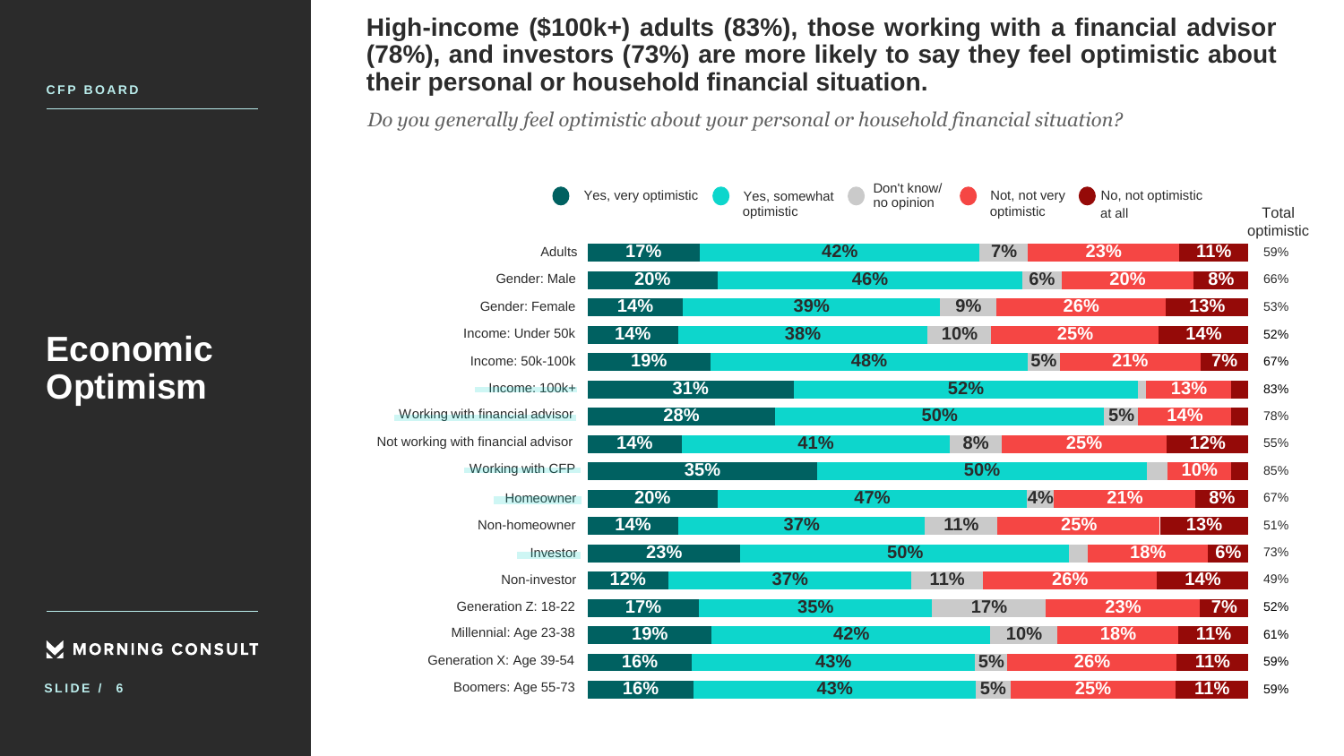CFP BOARD

# Economic Optimism

## High-income ($100k+) adults (83%), those working with a financial advisor (78%), and investors (73%) are more likely to say they feel optimistic about their personal or household financial situation.

*Do you generally feel optimistic about your personal or household financial situation?*

| | Yes, very optimistic | Yes, somewhat optimistic | Don't know/ no opinion | Not, not very optimistic | No, not optimistic at all | Total optimistic |
|---|---|---|---|---|---|---|
| Adults | 17% | 42% | 7% | 23% | 11% | 59% |
| Gender: Male | 20% | 46% | 6% | 20% | 8% | 66% |
| Gender: Female | 14% | 39% | 9% | 26% | 13% | 53% |
| Income: Under 50k | 14% | 38% | 10% | 25% | 14% | 52% |
| Income: 50k-100k | 19% | 48% | 5% | 21% | 7% | 67% |
| Income: 100k+ | 31% | 52% | | 13% | | 83% |
| Working with financial advisor | 28% | 50% | 5% | 14% | | 78% |
| Not working with financial advisor | 14% | 41% | 8% | 25% | 12% | 55% |
| Working with CFP | 35% | 50% | | 10% | | 85% |
| Homeowner | 20% | 47% | 4% | 21% | 8% | 67% |
| Non-homeowner | 14% | 37% | 11% | 25% | 13% | 51% |
| Investor | 23% | 50% | | 18% | 6% | 73% |
| Non-investor | 12% | 37% | 11% | 26% | 14% | 49% |
| Generation Z: 18-22 | 17% | 35% | 17% | 23% | 7% | 52% |
| Millennial: Age 23-38 | 19% | 42% | 10% | 18% | 11% | 61% |
| Generation X: Age 39-54 | 16% | 43% | 5% | 26% | 11% | 59% |
| Boomers: Age 55-73 | 16% | 43% | 5% | 25% | 11% | 59% |

MORNING CONSULT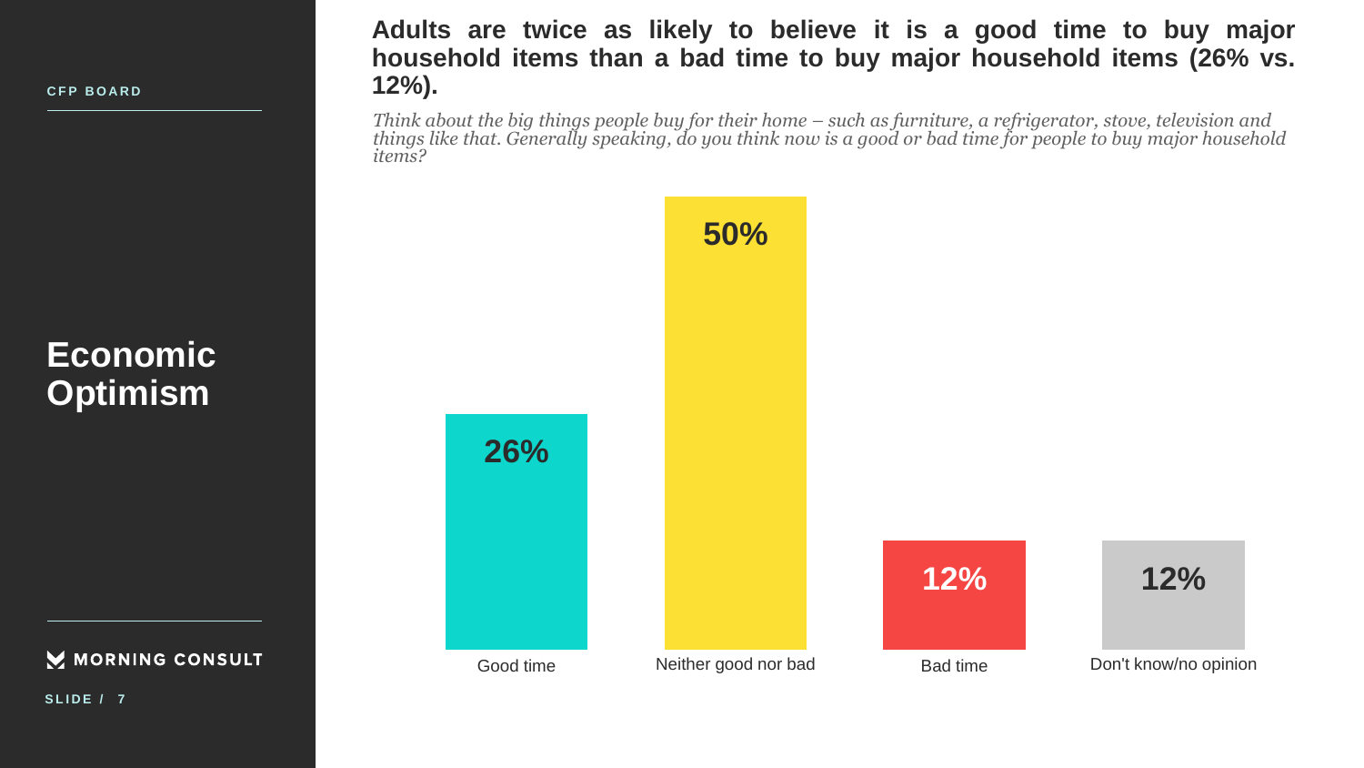CFP BOARD

# Economic Optimism

## Adults are twice as likely to believe it is a good time to buy major household items than a bad time to buy major household items (26% vs. 12%).

*Think about the big things people buy for their home – such as furniture, a refrigerator, stove, television and things like that. Generally speaking, do you think now is a good or bad time for people to buy major household items?*

| Good time | Neither good nor bad | Bad time | Don't know/no opinion |
|---|---|---|---|
| 26% | 50% | 12% | 12% |

MORNING CONSULT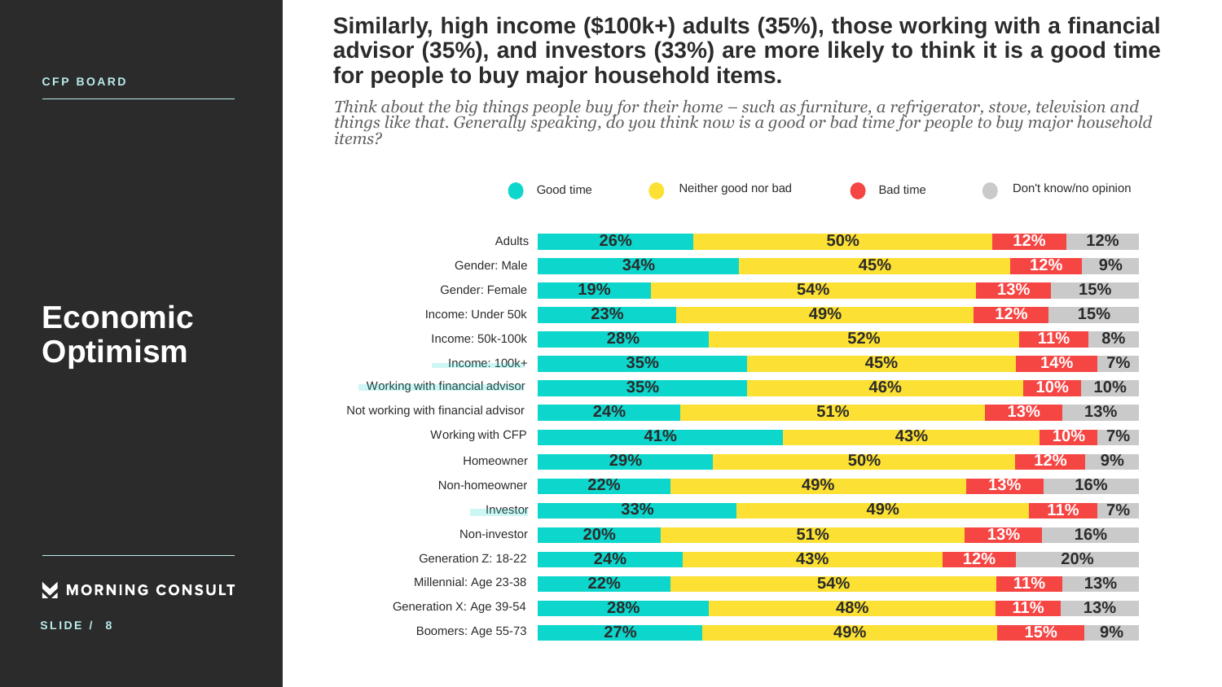CFP BOARD

# Economic Optimism

MORNING CONSULT

## Similarly, high income ($100k+) adults (35%), those working with a financial advisor (35%), and investors (33%) are more likely to think it is a good time for people to buy major household items.

*Think about the big things people buy for their home – such as furniture, a refrigerator, stove, television and things like that. Generally speaking, do you think now is a good or bad time for people to buy major household items?*

| | Good time | Neither good nor bad | Bad time | Don't know/no opinion |
|---|---|---|---|---|
| Adults | 26% | 50% | 12% | 12% |
| Gender: Male | 34% | 45% | 12% | 9% |
| Gender: Female | 19% | 54% | 13% | 15% |
| Income: Under 50k | 23% | 49% | 12% | 15% |
| Income: 50k-100k | 28% | 52% | 11% | 8% |
| Income: 100k+ | 35% | 45% | 14% | 7% |
| Working with financial advisor | 35% | 46% | 10% | 10% |
| Not working with financial advisor | 24% | 51% | 13% | 13% |
| Working with CFP | 41% | 43% | 10% | 7% |
| Homeowner | 29% | 50% | 12% | 9% |
| Non-homeowner | 22% | 49% | 13% | 16% |
| Investor | 33% | 49% | 11% | 7% |
| Non-investor | 20% | 51% | 13% | 16% |
| Generation Z: 18-22 | 24% | 43% | 12% | 20% |
| Millennial: Age 23-38 | 22% | 54% | 11% | 13% |
| Generation X: Age 39-54 | 28% | 48% | 11% | 13% |
| Boomers: Age 55-73 | 27% | 49% | 15% | 9% |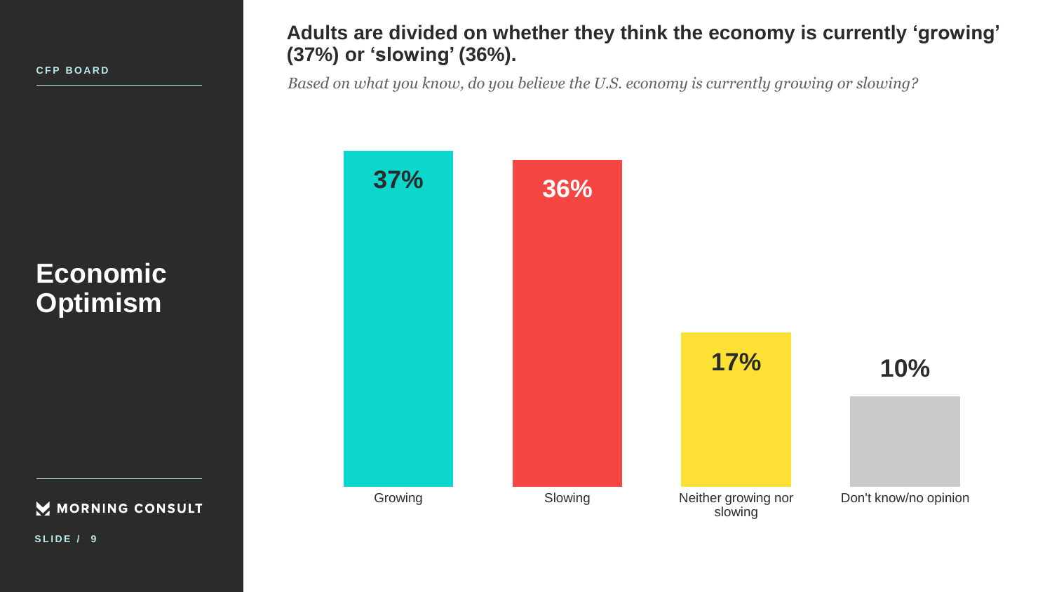CFP BOARD

# Economic Optimism

## Adults are divided on whether they think the economy is currently 'growing' (37%) or 'slowing' (36%).

*Based on what you know, do you believe the U.S. economy is currently growing or slowing?*

| Response | Percentage |
| --- | --- |
| Growing | 37% |
| Slowing | 36% |
| Neither growing nor slowing | 17% |
| Don't know/no opinion | 10% |

MORNING CONSULT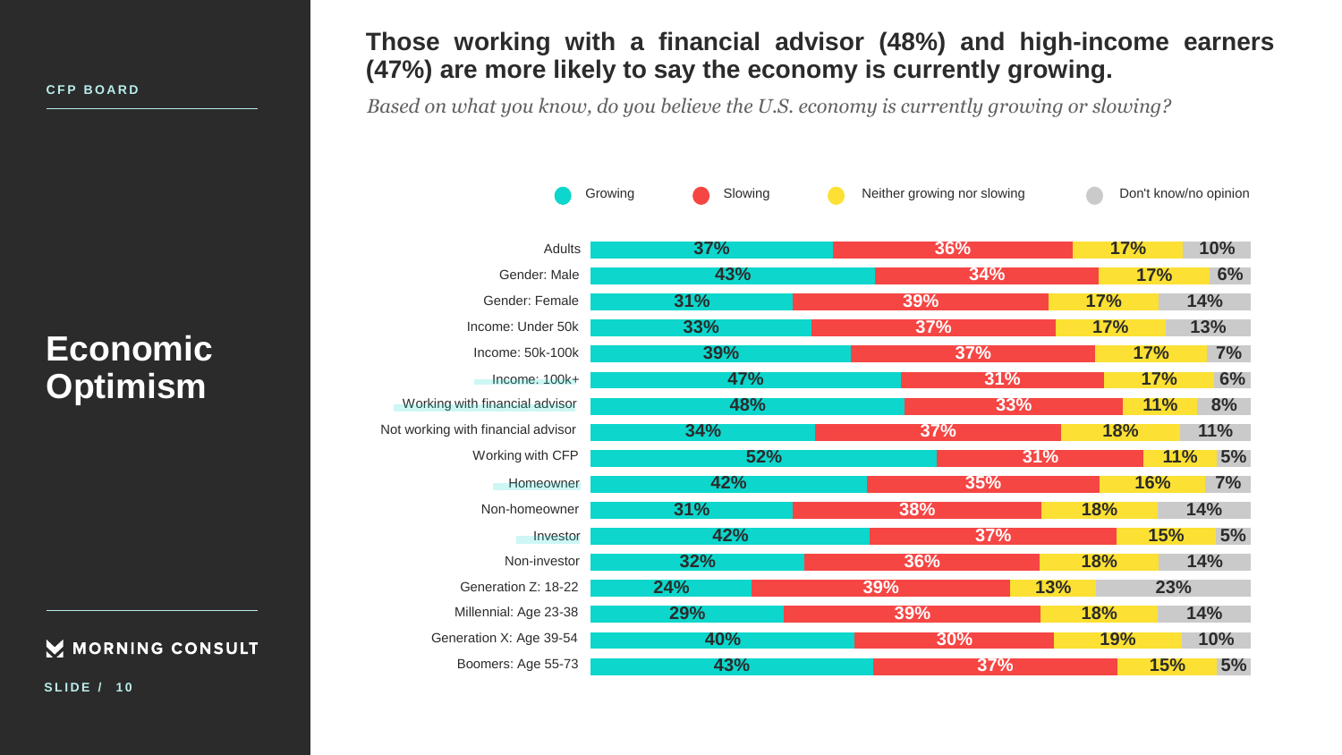CFP BOARD

# Economic Optimism

## Those working with a financial advisor (48%) and high-income earners (47%) are more likely to say the economy is currently growing.

*Based on what you know, do you believe the U.S. economy is currently growing or slowing?*

| | Growing | Slowing | Neither growing nor slowing | Don't know/no opinion |
|---|---|---|---|---|
| Adults | 37% | 36% | 17% | 10% |
| Gender: Male | 43% | 34% | 17% | 6% |
| Gender: Female | 31% | 39% | 17% | 14% |
| Income: Under 50k | 33% | 37% | 17% | 13% |
| Income: 50k-100k | 39% | 37% | 17% | 7% |
| Income: 100k+ | 47% | 31% | 17% | 6% |
| Working with financial advisor | 48% | 33% | 11% | 8% |
| Not working with financial advisor | 34% | 37% | 18% | 11% |
| Working with CFP | 52% | 31% | 11% | 5% |
| Homeowner | 42% | 35% | 16% | 7% |
| Non-homeowner | 31% | 38% | 18% | 14% |
| Investor | 42% | 37% | 15% | 5% |
| Non-investor | 32% | 36% | 18% | 14% |
| Generation Z: 18-22 | 24% | 39% | 13% | 23% |
| Millennial: Age 23-38 | 29% | 39% | 18% | 14% |
| Generation X: Age 39-54 | 40% | 30% | 19% | 10% |
| Boomers: Age 55-73 | 43% | 37% | 15% | 5% |

MORNING CONSULT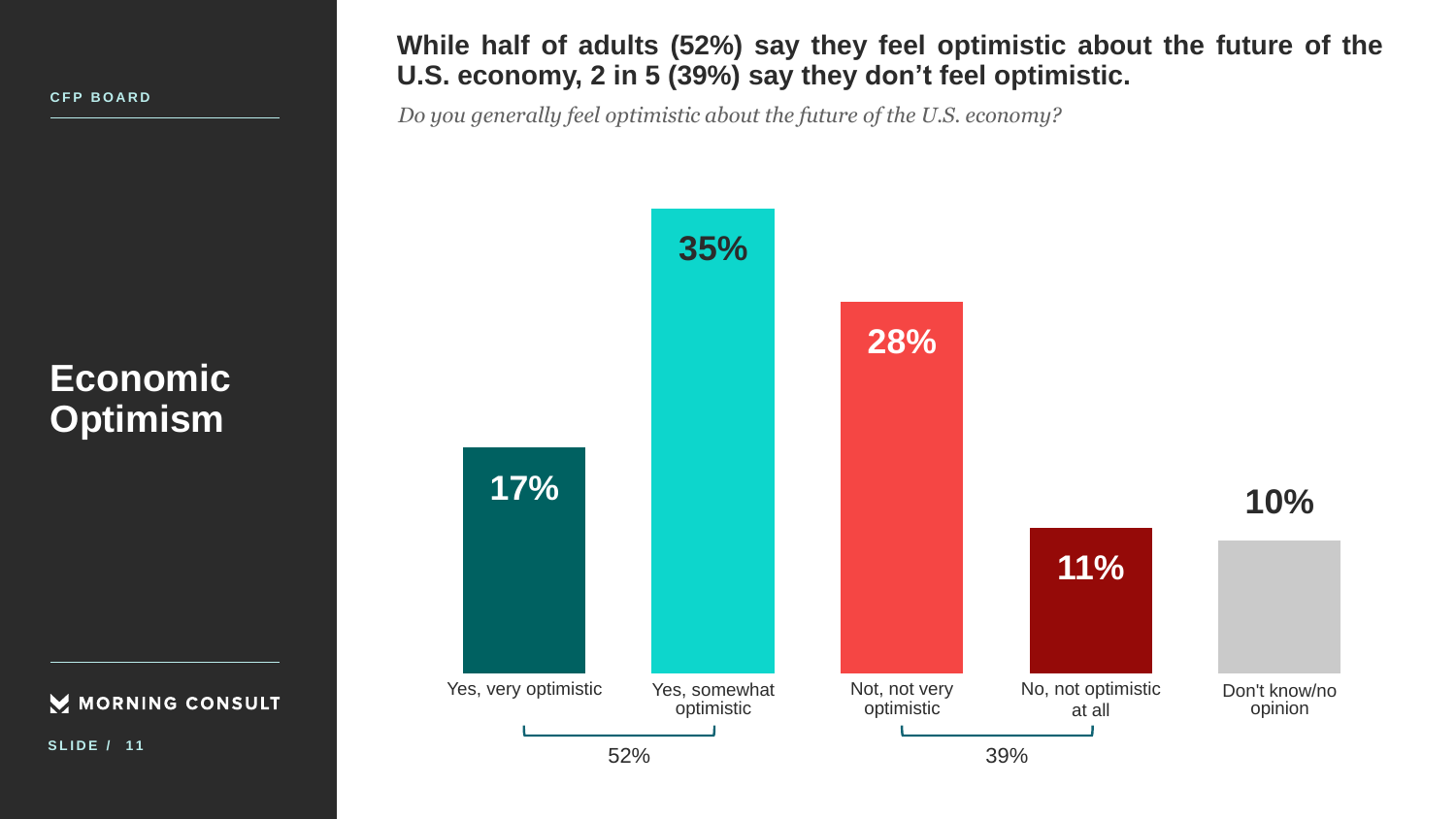CFP BOARD

# Economic Optimism

## While half of adults (52%) say they feel optimistic about the future of the U.S. economy, 2 in 5 (39%) say they don't feel optimistic.

*Do you generally feel optimistic about the future of the U.S. economy?*

| Response | Share |
| --- | --- |
| Yes, very optimistic | 17% |
| Yes, somewhat optimistic | 35% |
| Not, not very optimistic | 28% |
| No, not optimistic at all | 11% |
| Don't know/no opinion | 10% |

Yes (very + somewhat optimistic): 52%

No (not very + not optimistic at all): 39%

MORNING CONSULT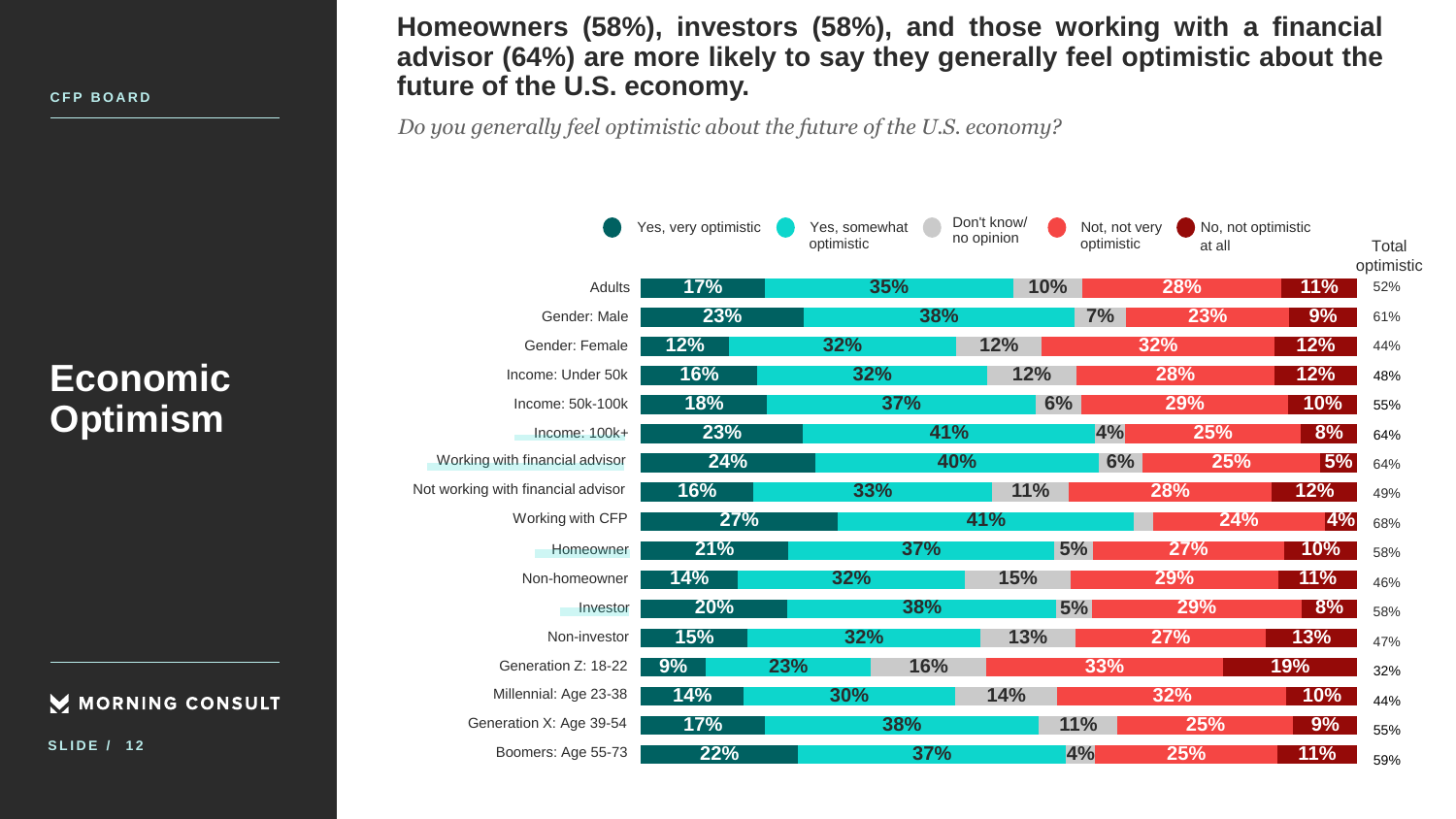CFP BOARD

# Economic Optimism

## Homeowners (58%), investors (58%), and those working with a financial advisor (64%) are more likely to say they generally feel optimistic about the future of the U.S. economy.

*Do you generally feel optimistic about the future of the U.S. economy?*

| | Yes, very optimistic | Yes, somewhat optimistic | Don't know/ no opinion | Not, not very optimistic | No, not optimistic at all | Total optimistic |
|---|---|---|---|---|---|---|
| Adults | 17% | 35% | 10% | 28% | 11% | 52% |
| Gender: Male | 23% | 38% | 7% | 23% | 9% | 61% |
| Gender: Female | 12% | 32% | 12% | 32% | 12% | 44% |
| Income: Under 50k | 16% | 32% | 12% | 28% | 12% | 48% |
| Income: 50k-100k | 18% | 37% | 6% | 29% | 10% | 55% |
| Income: 100k+ | 23% | 41% | 4% | 25% | 8% | 64% |
| Working with financial advisor | 24% | 40% | 6% | 25% | 5% | 64% |
| Not working with financial advisor | 16% | 33% | 11% | 28% | 12% | 49% |
| Working with CFP | 27% | 41% | | 24% | 4% | 68% |
| Homeowner | 21% | 37% | 5% | 27% | 10% | 58% |
| Non-homeowner | 14% | 32% | 15% | 29% | 11% | 46% |
| Investor | 20% | 38% | 5% | 29% | 8% | 58% |
| Non-investor | 15% | 32% | 13% | 27% | 13% | 47% |
| Generation Z: 18-22 | 9% | 23% | 16% | 33% | 19% | 32% |
| Millennial: Age 23-38 | 14% | 30% | 14% | 32% | 10% | 44% |
| Generation X: Age 39-54 | 17% | 38% | 11% | 25% | 9% | 55% |
| Boomers: Age 55-73 | 22% | 37% | 4% | 25% | 11% | 59% |

MORNING CONSULT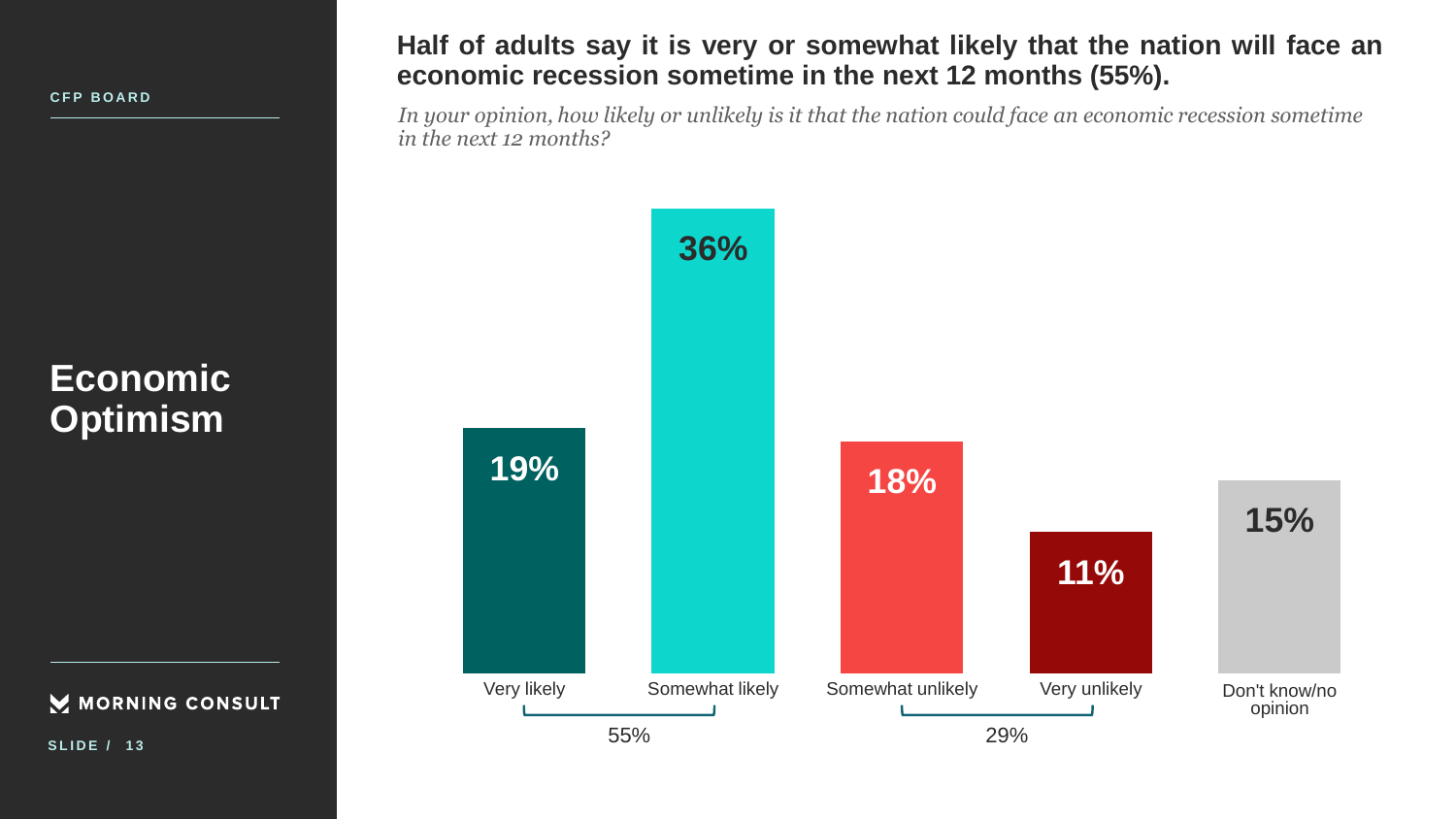CFP BOARD

## Economic Optimism

**Half of adults say it is very or somewhat likely that the nation will face an economic recession sometime in the next 12 months (55%).**

*In your opinion, how likely or unlikely is it that the nation could face an economic recession sometime in the next 12 months?*

| Response | Percentage |
|---|---|
| Very likely | 19% |
| Somewhat likely | 36% |
| Somewhat unlikely | 18% |
| Very unlikely | 11% |
| Don't know/no opinion | 15% |

Very likely + Somewhat likely: 55%

Somewhat unlikely + Very unlikely: 29%

MORNING CONSULT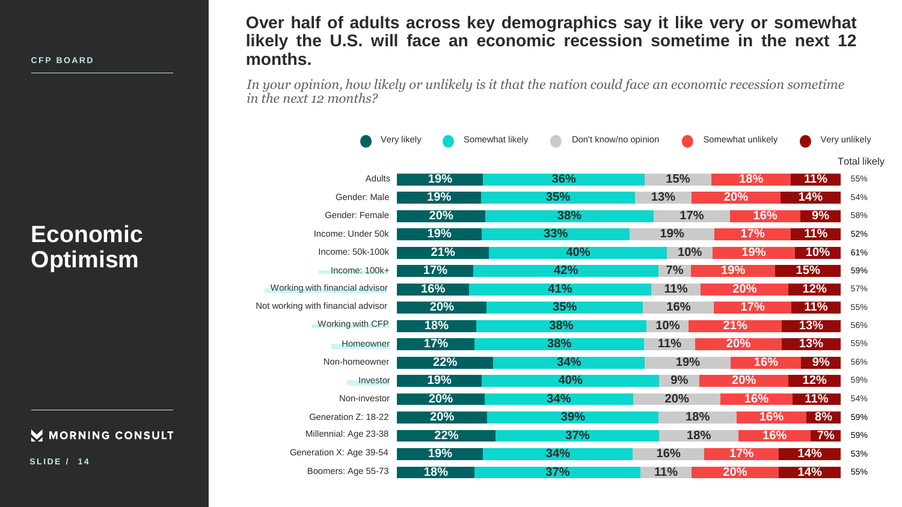CFP BOARD

# Economic Optimism

## Over half of adults across key demographics say it like very or somewhat likely the U.S. will face an economic recession sometime in the next 12 months.

*In your opinion, how likely or unlikely is it that the nation could face an economic recession sometime in the next 12 months?*

| | Very likely | Somewhat likely | Don't know/no opinion | Somewhat unlikely | Very unlikely | Total likely |
|---|---|---|---|---|---|---|
| Adults | 19% | 36% | 15% | 18% | 11% | 55% |
| Gender: Male | 19% | 35% | 13% | 20% | 14% | 54% |
| Gender: Female | 20% | 38% | 17% | 16% | 9% | 58% |
| Income: Under 50k | 19% | 33% | 19% | 17% | 11% | 52% |
| Income: 50k-100k | 21% | 40% | 10% | 19% | 10% | 61% |
| Income: 100k+ | 17% | 42% | 7% | 19% | 15% | 59% |
| Working with financial advisor | 16% | 41% | 11% | 20% | 12% | 57% |
| Not working with financial advisor | 20% | 35% | 16% | 17% | 11% | 55% |
| Working with CFP | 18% | 38% | 10% | 21% | 13% | 56% |
| Homeowner | 17% | 38% | 11% | 20% | 13% | 55% |
| Non-homeowner | 22% | 34% | 19% | 16% | 9% | 56% |
| Investor | 19% | 40% | 9% | 20% | 12% | 59% |
| Non-investor | 20% | 34% | 20% | 16% | 11% | 54% |
| Generation Z: 18-22 | 20% | 39% | 18% | 16% | 8% | 59% |
| Millennial: Age 23-38 | 22% | 37% | 18% | 16% | 7% | 59% |
| Generation X: Age 39-54 | 19% | 34% | 16% | 17% | 14% | 53% |
| Boomers: Age 55-73 | 18% | 37% | 11% | 20% | 14% | 55% |

MORNING CONSULT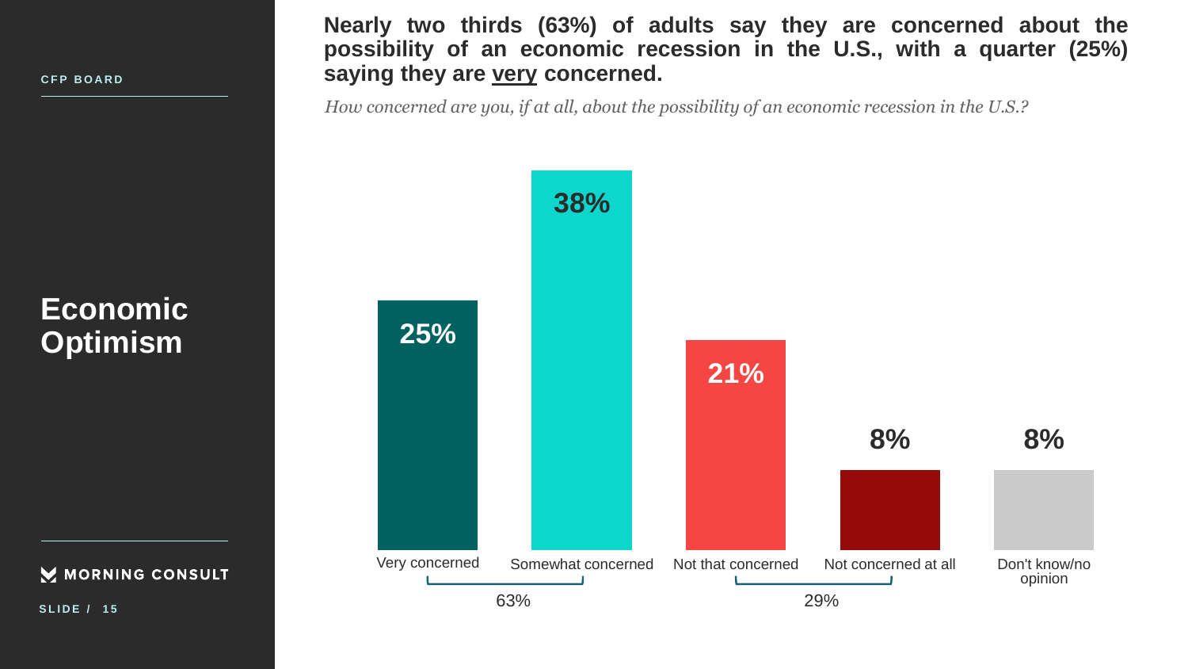CFP BOARD

# Economic Optimism

## Nearly two thirds (63%) of adults say they are concerned about the possibility of an economic recession in the U.S., with a quarter (25%) saying they are very concerned.

*How concerned are you, if at all, about the possibility of an economic recession in the U.S.?*

| Response | Percentage |
| --- | --- |
| Very concerned | 25% |
| Somewhat concerned | 38% |
| Not that concerned | 21% |
| Not concerned at all | 8% |
| Don't know/no opinion | 8% |

Very concerned + Somewhat concerned: 63%

Not that concerned + Not concerned at all: 29%

MORNING CONSULT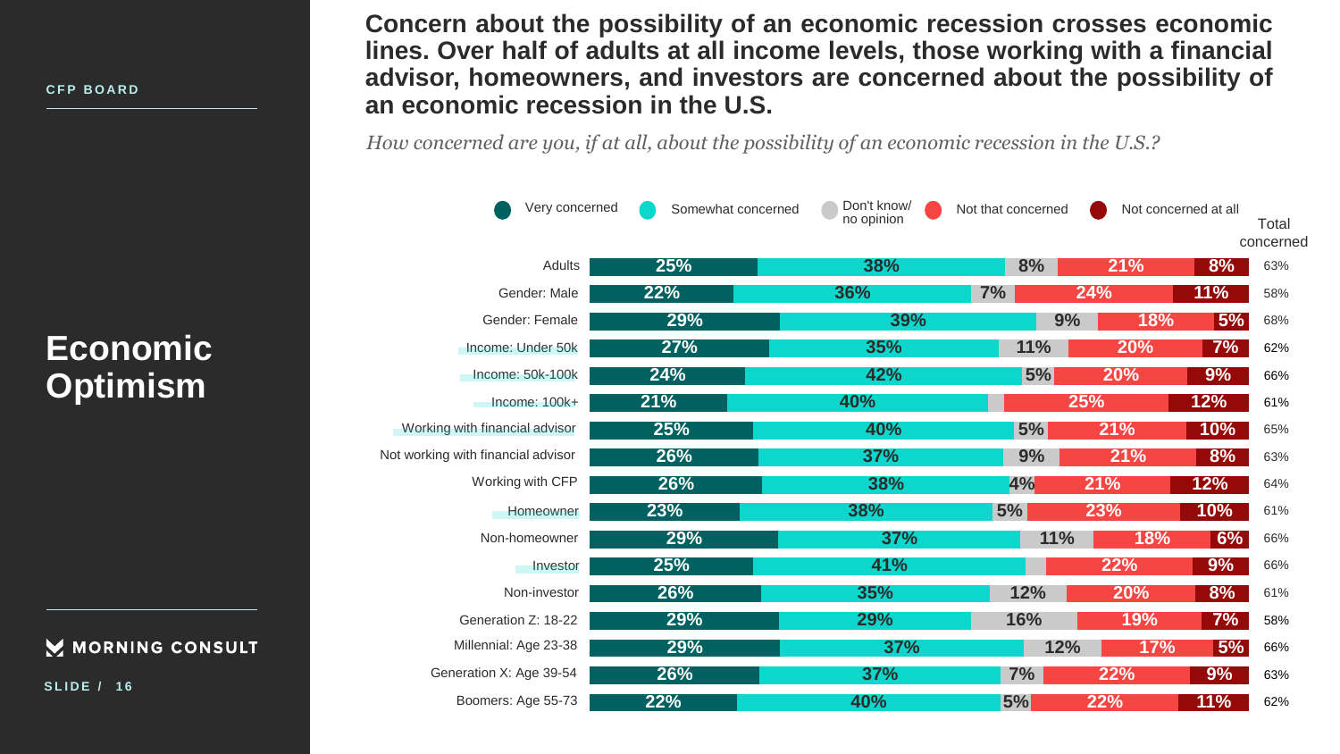CFP BOARD

# Economic Optimism

## Concern about the possibility of an economic recession crosses economic lines. Over half of adults at all income levels, those working with a financial advisor, homeowners, and investors are concerned about the possibility of an economic recession in the U.S.

*How concerned are you, if at all, about the possibility of an economic recession in the U.S.?*

| | Very concerned | Somewhat concerned | Don't know/ no opinion | Not that concerned | Not concerned at all | Total concerned |
|---|---|---|---|---|---|---|
| Adults | 25% | 38% | 8% | 21% | 8% | 63% |
| Gender: Male | 22% | 36% | 7% | 24% | 11% | 58% |
| Gender: Female | 29% | 39% | 9% | 18% | 5% | 68% |
| Income: Under 50k | 27% | 35% | 11% | 20% | 7% | 62% |
| Income: 50k-100k | 24% | 42% | 5% | 20% | 9% | 66% |
| Income: 100k+ | 21% | 40% | | 25% | 12% | 61% |
| Working with financial advisor | 25% | 40% | 5% | 21% | 10% | 65% |
| Not working with financial advisor | 26% | 37% | 9% | 21% | 8% | 63% |
| Working with CFP | 26% | 38% | 4% | 21% | 12% | 64% |
| Homeowner | 23% | 38% | 5% | 23% | 10% | 61% |
| Non-homeowner | 29% | 37% | 11% | 18% | 6% | 66% |
| Investor | 25% | 41% | | 22% | 9% | 66% |
| Non-investor | 26% | 35% | 12% | 20% | 8% | 61% |
| Generation Z: 18-22 | 29% | 29% | 16% | 19% | 7% | 58% |
| Millennial: Age 23-38 | 29% | 37% | 12% | 17% | 5% | 66% |
| Generation X: Age 39-54 | 26% | 37% | 7% | 22% | 9% | 63% |
| Boomers: Age 55-73 | 22% | 40% | 5% | 22% | 11% | 62% |

MORNING CONSULT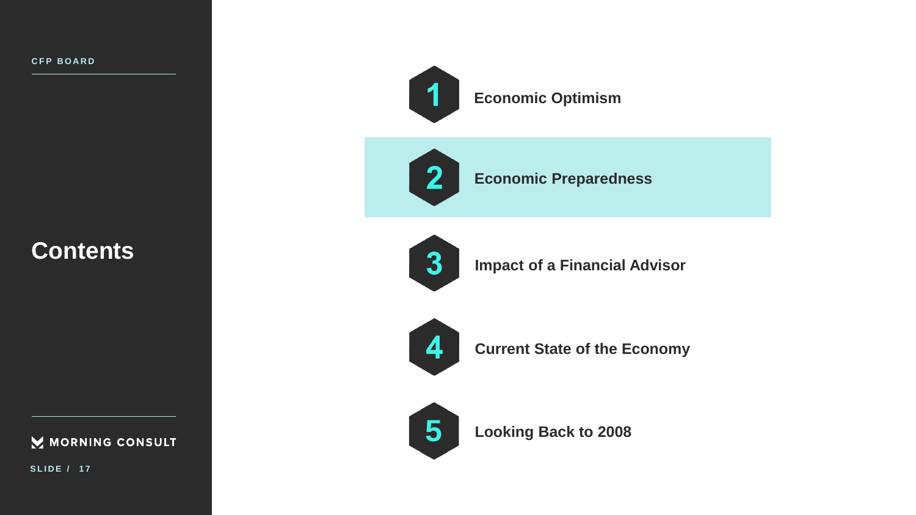# Contents

1. Economic Optimism
2. **Economic Preparedness**
3. Impact of a Financial Advisor
4. Current State of the Economy
5. Looking Back to 2008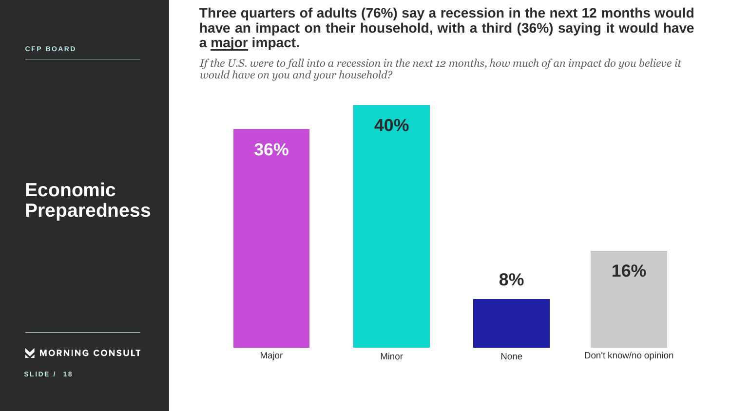CFP BOARD

# Economic Preparedness

## Three quarters of adults (76%) say a recession in the next 12 months would have an impact on their household, with a third (36%) saying it would have a major impact.

*If the U.S. were to fall into a recession in the next 12 months, how much of an impact do you believe it would have on you and your household?*

| Response | Share |
| --- | --- |
| Major | 36% |
| Minor | 40% |
| None | 8% |
| Don't know/no opinion | 16% |

MORNING CONSULT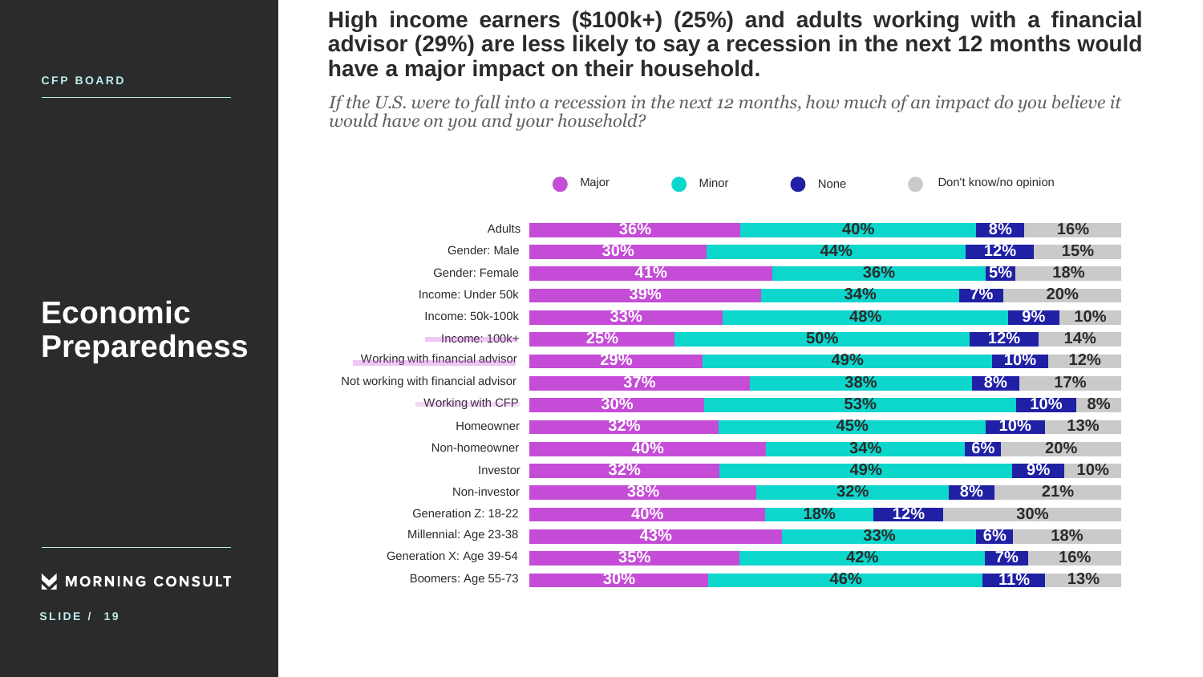CFP BOARD

# Economic Preparedness

## High income earners ($100k+) (25%) and adults working with a financial advisor (29%) are less likely to say a recession in the next 12 months would have a major impact on their household.

*If the U.S. were to fall into a recession in the next 12 months, how much of an impact do you believe it would have on you and your household?*

| | Major | Minor | None | Don't know/no opinion |
|---|---|---|---|---|
| Adults | 36% | 40% | 8% | 16% |
| Gender: Male | 30% | 44% | 12% | 15% |
| Gender: Female | 41% | 36% | 5% | 18% |
| Income: Under 50k | 39% | 34% | 7% | 20% |
| Income: 50k-100k | 33% | 48% | 9% | 10% |
| Income: 100k+ | 25% | 50% | 12% | 14% |
| Working with financial advisor | 29% | 49% | 10% | 12% |
| Not working with financial advisor | 37% | 38% | 8% | 17% |
| Working with CFP | 30% | 53% | 10% | 8% |
| Homeowner | 32% | 45% | 10% | 13% |
| Non-homeowner | 40% | 34% | 6% | 20% |
| Investor | 32% | 49% | 9% | 10% |
| Non-investor | 38% | 32% | 8% | 21% |
| Generation Z: 18-22 | 40% | 18% | 12% | 30% |
| Millennial: Age 23-38 | 43% | 33% | 6% | 18% |
| Generation X: Age 39-54 | 35% | 42% | 7% | 16% |
| Boomers: Age 55-73 | 30% | 46% | 11% | 13% |

MORNING CONSULT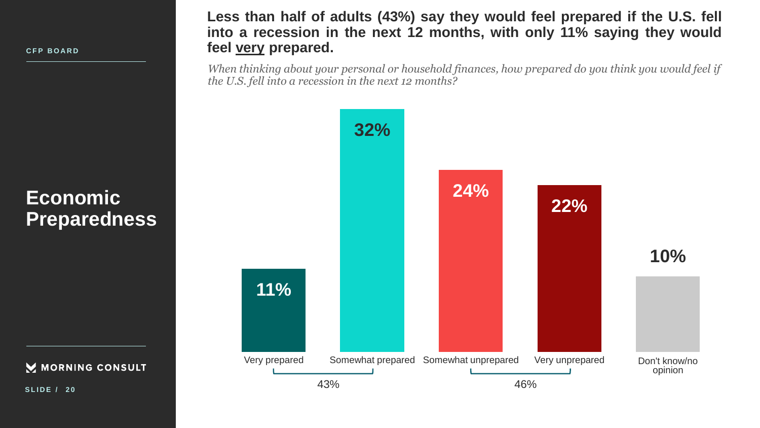CFP BOARD

# Economic Preparedness

## Less than half of adults (43%) say they would feel prepared if the U.S. fell into a recession in the next 12 months, with only 11% saying they would feel <u>very</u> prepared.

*When thinking about your personal or household finances, how prepared do you think you would feel if the U.S. fell into a recession in the next 12 months?*

| Response | Share |
|---|---|
| Very prepared | 11% |
| Somewhat prepared | 32% |
| Somewhat unprepared | 24% |
| Very unprepared | 22% |
| Don't know/no opinion | 10% |

Very prepared + Somewhat prepared: 43%

Somewhat unprepared + Very unprepared: 46%

MORNING CONSULT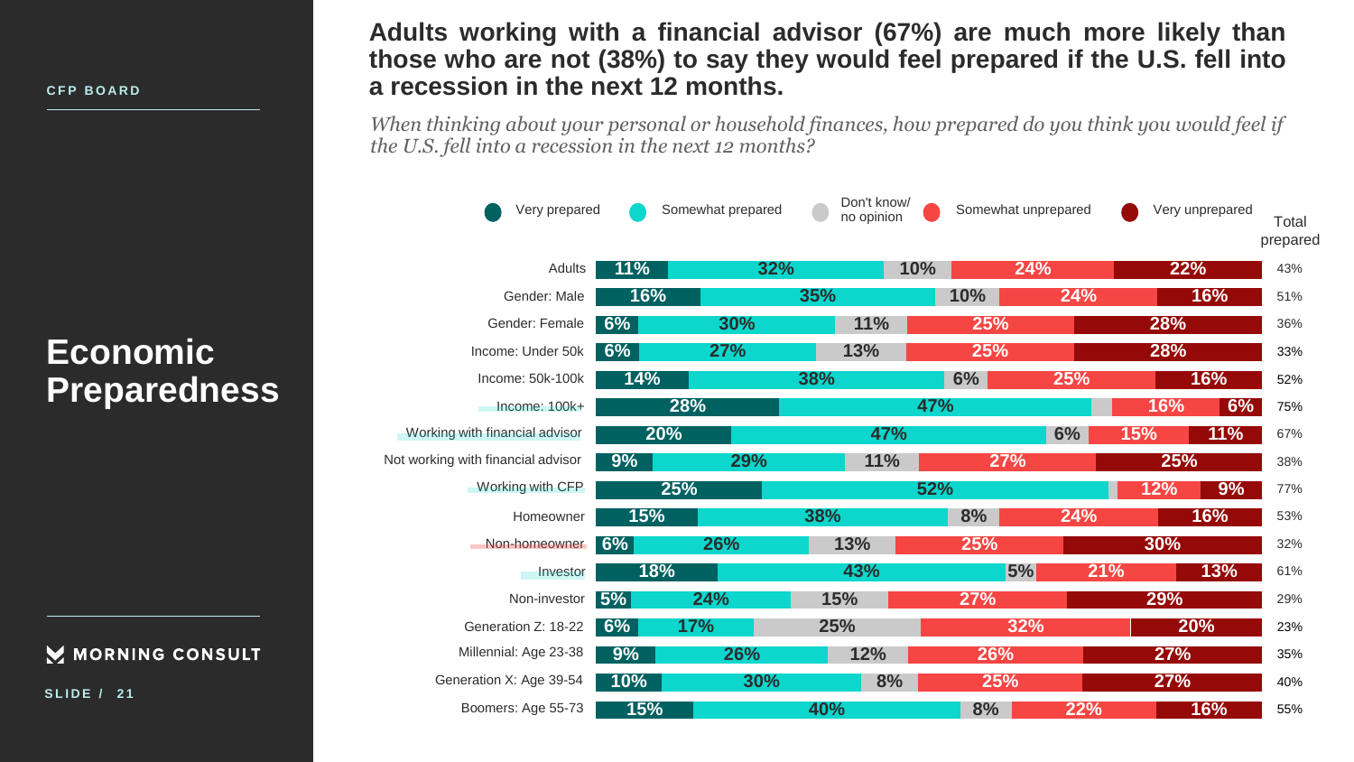CFP BOARD

# Economic Preparedness

## Adults working with a financial advisor (67%) are much more likely than those who are not (38%) to say they would feel prepared if the U.S. fell into a recession in the next 12 months.

*When thinking about your personal or household finances, how prepared do you think you would feel if the U.S. fell into a recession in the next 12 months?*

| | Very prepared | Somewhat prepared | Don't know/ no opinion | Somewhat unprepared | Very unprepared | Total prepared |
|---|---|---|---|---|---|---|
| Adults | 11% | 32% | 10% | 24% | 22% | 43% |
| Gender: Male | 16% | 35% | 10% | 24% | 16% | 51% |
| Gender: Female | 6% | 30% | 11% | 25% | 28% | 36% |
| Income: Under 50k | 6% | 27% | 13% | 25% | 28% | 33% |
| Income: 50k-100k | 14% | 38% | 6% | 25% | 16% | 52% |
| Income: 100k+ | 28% | 47% | | 16% | 6% | 75% |
| Working with financial advisor | 20% | 47% | 6% | 15% | 11% | 67% |
| Not working with financial advisor | 9% | 29% | 11% | 27% | 25% | 38% |
| Working with CFP | 25% | 52% | | 12% | 9% | 77% |
| Homeowner | 15% | 38% | 8% | 24% | 16% | 53% |
| Non-homeowner | 6% | 26% | 13% | 25% | 30% | 32% |
| Investor | 18% | 43% | 5% | 21% | 13% | 61% |
| Non-investor | 5% | 24% | 15% | 27% | 29% | 29% |
| Generation Z: 18-22 | 6% | 17% | 25% | 32% | 20% | 23% |
| Millennial: Age 23-38 | 9% | 26% | 12% | 26% | 27% | 35% |
| Generation X: Age 39-54 | 10% | 30% | 8% | 25% | 27% | 40% |
| Boomers: Age 55-73 | 15% | 40% | 8% | 22% | 16% | 55% |

MORNING CONSULT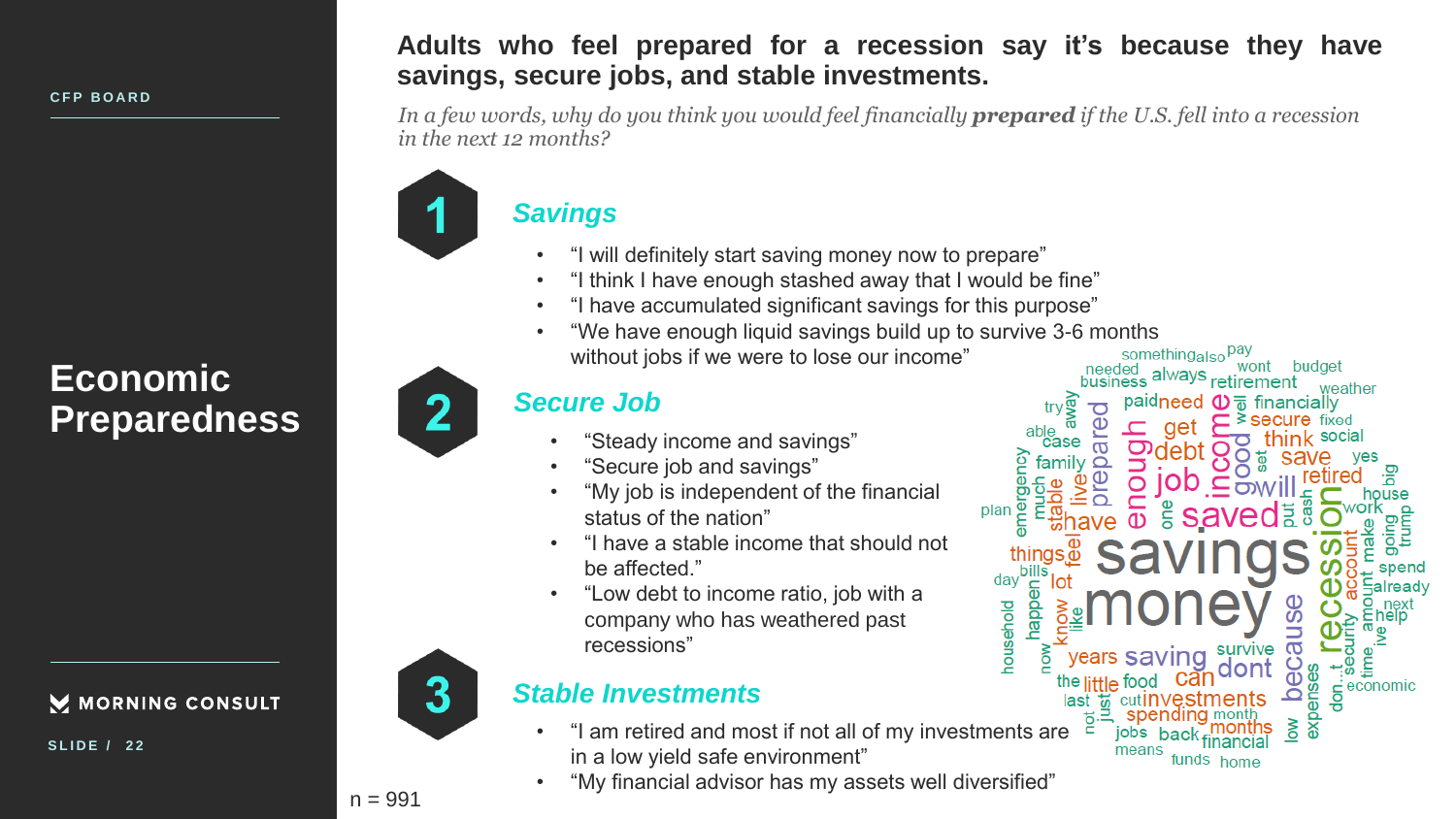CFP BOARD

# Economic Preparedness

## Adults who feel prepared for a recession say it's because they have savings, secure jobs, and stable investments.

*In a few words, why do you think you would feel financially **prepared** if the U.S. fell into a recession in the next 12 months?*

### 1 Savings

- "I will definitely start saving money now to prepare"
- "I think I have enough stashed away that I would be fine"
- "I have accumulated significant savings for this purpose"
- "We have enough liquid savings build up to survive 3-6 months without jobs if we were to lose our income"

### 2 Secure Job

- "Steady income and savings"
- "Secure job and savings"
- "My job is independent of the financial status of the nation"
- "I have a stable income that should not be affected."
- "Low debt to income ratio, job with a company who has weathered past recessions"

### 3 Stable Investments

- "I am retired and most if not all of my investments are in a low yield safe environment"
- "My financial advisor has my assets well diversified"

n = 991

MORNING CONSULT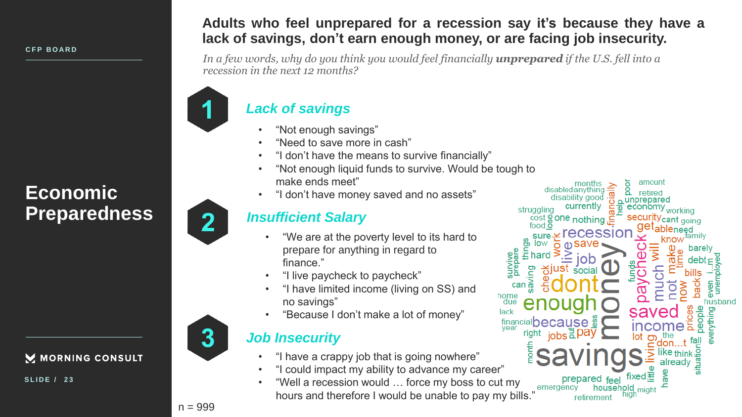# Economic Preparedness

## Adults who feel unprepared for a recession say it's because they have a lack of savings, don't earn enough money, or are facing job insecurity.

*In a few words, why do you think you would feel financially **unprepared** if the U.S. fell into a recession in the next 12 months?*

### 1 Lack of savings

- "Not enough savings"
- "Need to save more in cash"
- "I don't have the means to survive financially"
- "Not enough liquid funds to survive. Would be tough to make ends meet"
- "I don't have money saved and no assets"

### 2 Insufficient Salary

- "We are at the poverty level to its hard to prepare for anything in regard to finance."
- "I live paycheck to paycheck"
- "I have limited income (living on SS) and no savings"
- "Because I don't make a lot of money"

### 3 Job Insecurity

- "I have a crappy job that is going nowhere"
- "I could impact my ability to advance my career"
- "Well a recession would … force my boss to cut my hours and therefore I would be unable to pay my bills."

n = 999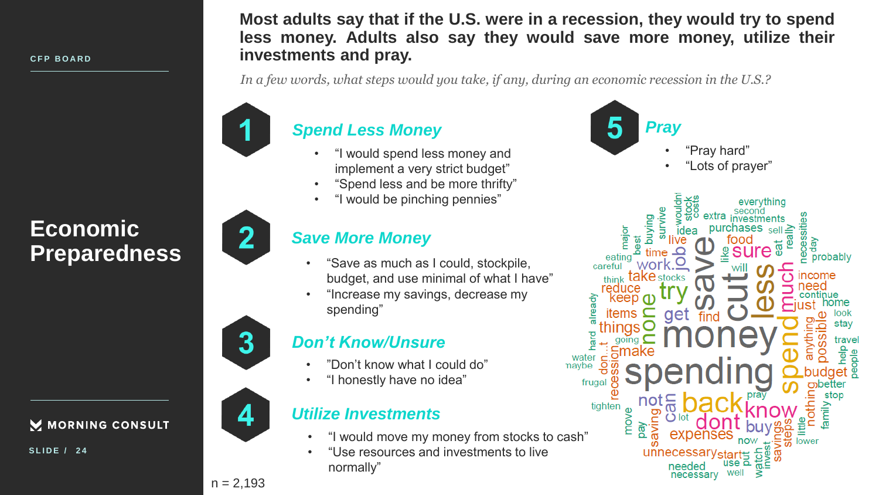CFP BOARD

# Economic Preparedness

## Most adults say that if the U.S. were in a recession, they would try to spend less money. Adults also say they would save more money, utilize their investments and pray.

*In a few words, what steps would you take, if any, during an economic recession in the U.S.?*

### 1 Spend Less Money

- "I would spend less money and implement a very strict budget"
- "Spend less and be more thrifty"
- "I would be pinching pennies"

### 2 Save More Money

- "Save as much as I could, stockpile, budget, and use minimal of what I have"
- "Increase my savings, decrease my spending"

### 3 Don't Know/Unsure

- "Don't know what I could do"
- "I honestly have no idea"

### 4 Utilize Investments

- "I would move my money from stocks to cash"
- "Use resources and investments to live normally"

### 5 Pray

- "Pray hard"
- "Lots of prayer"

n = 2,193

MORNING CONSULT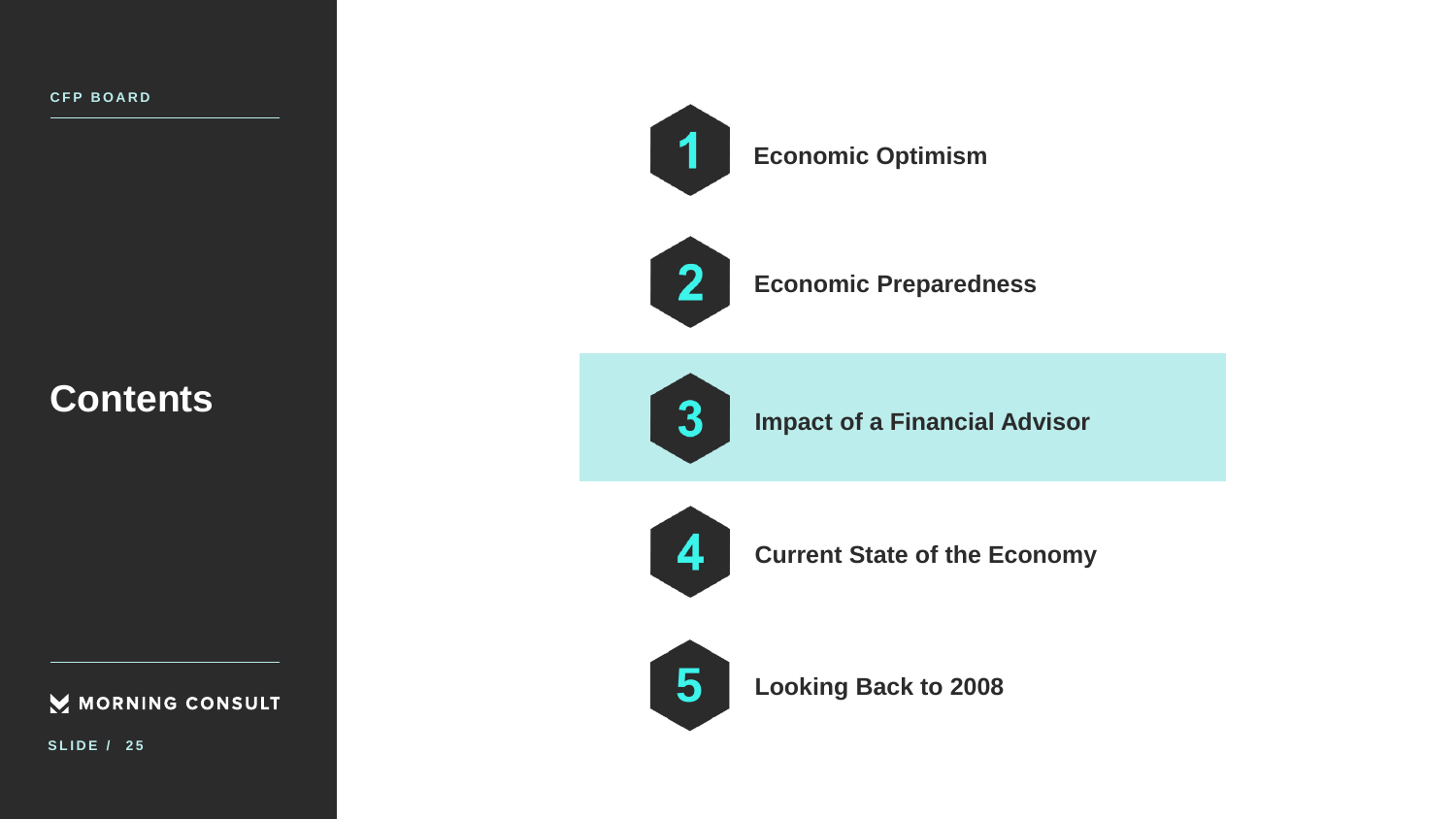# Contents

1. Economic Optimism
2. Economic Preparedness
3. **Impact of a Financial Advisor**
4. Current State of the Economy
5. Looking Back to 2008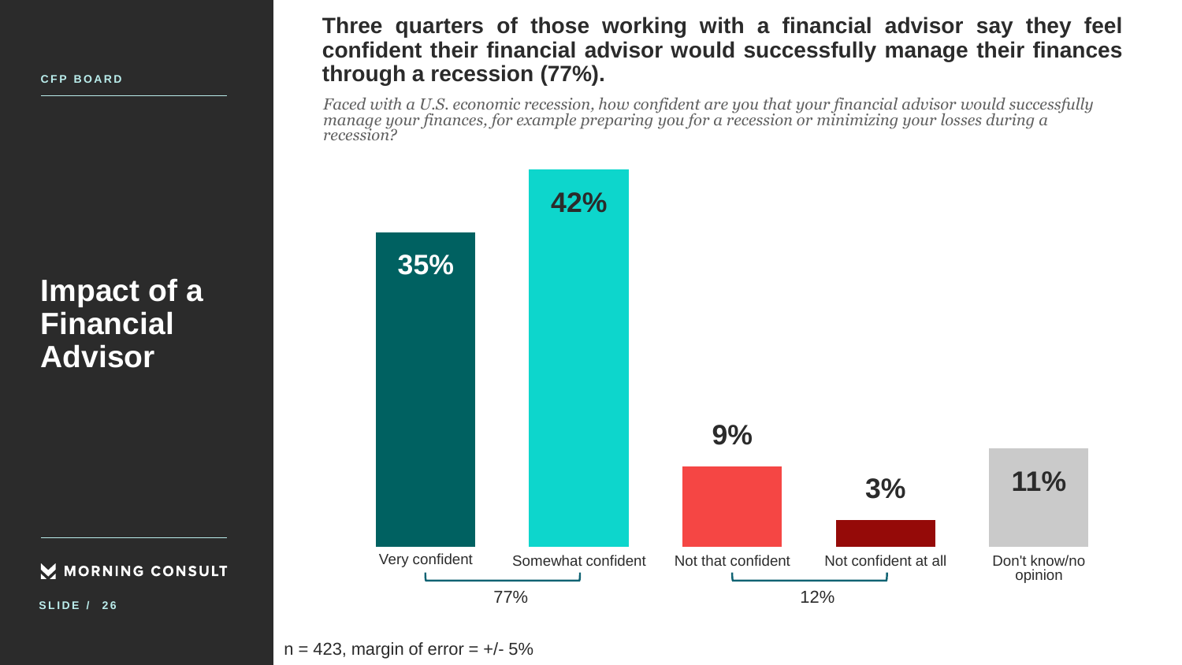CFP BOARD

# Impact of a Financial Advisor

## Three quarters of those working with a financial advisor say they feel confident their financial advisor would successfully manage their finances through a recession (77%).

*Faced with a U.S. economic recession, how confident are you that your financial advisor would successfully manage your finances, for example preparing you for a recession or minimizing your losses during a recession?*

| Response | % |
|---|---|
| Very confident | 35% |
| Somewhat confident | 42% |
| Not that confident | 9% |
| Not confident at all | 3% |
| Don't know/no opinion | 11% |

Very confident + Somewhat confident: 77%

Not that confident + Not confident at all: 12%

n = 423, margin of error = +/- 5%

MORNING CONSULT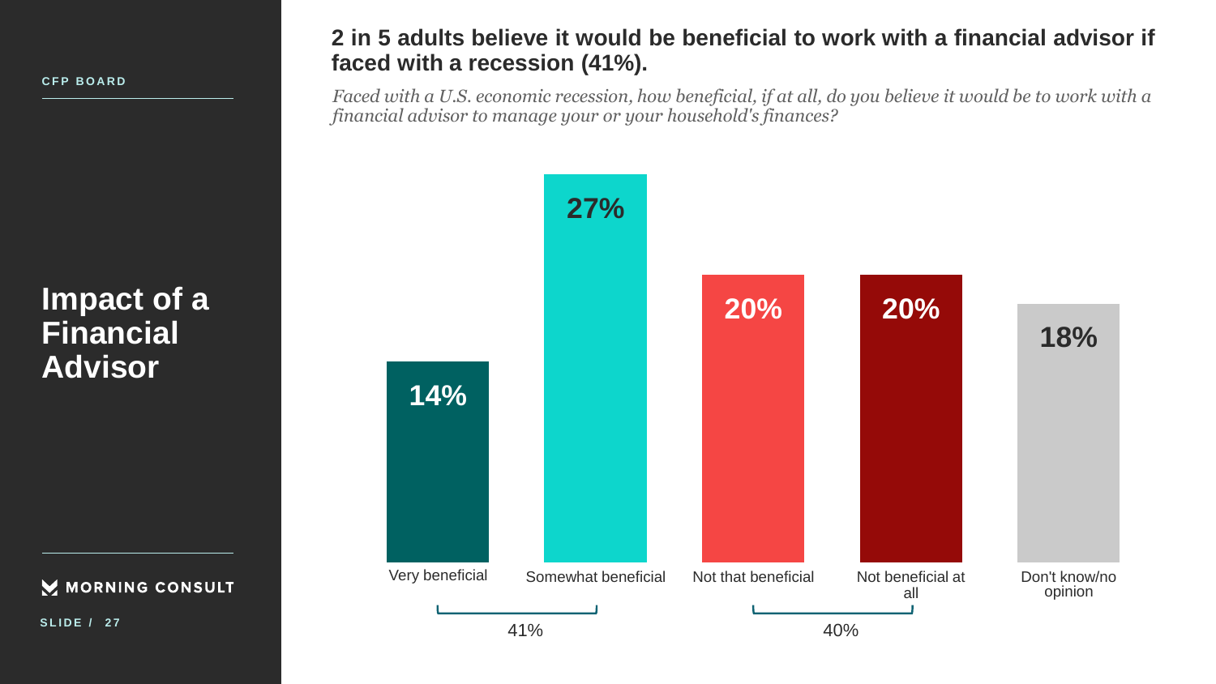CFP BOARD

# Impact of a Financial Advisor

## 2 in 5 adults believe it would be beneficial to work with a financial advisor if faced with a recession (41%).

*Faced with a U.S. economic recession, how beneficial, if at all, do you believe it would be to work with a financial advisor to manage your or your household's finances?*

| Response | Percentage |
|---|---|
| Very beneficial | 14% |
| Somewhat beneficial | 27% |
| Not that beneficial | 20% |
| Not beneficial at all | 20% |
| Don't know/no opinion | 18% |

Very beneficial + Somewhat beneficial: 41%

Not that beneficial + Not beneficial at all: 40%

MORNING CONSULT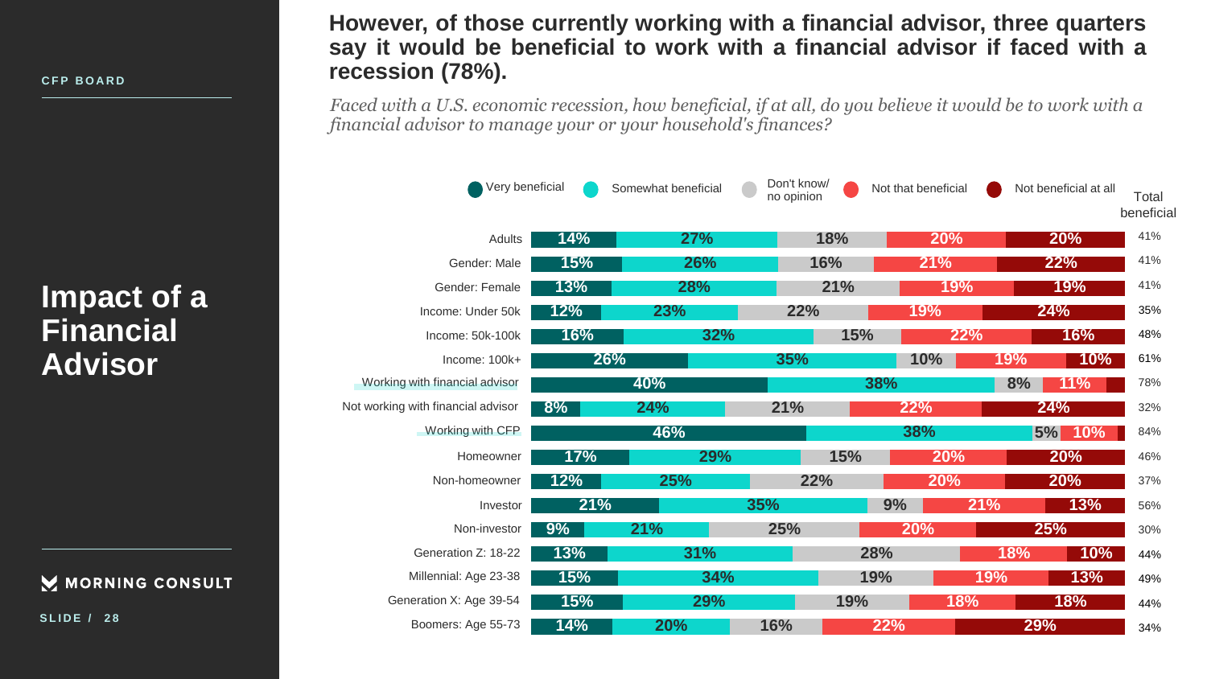CFP BOARD

# Impact of a Financial Advisor

## However, of those currently working with a financial advisor, three quarters say it would be beneficial to work with a financial advisor if faced with a recession (78%).

*Faced with a U.S. economic recession, how beneficial, if at all, do you believe it would be to work with a financial advisor to manage your or your household's finances?*

| | Very beneficial | Somewhat beneficial | Don't know/ no opinion | Not that beneficial | Not beneficial at all | Total beneficial |
|---|---|---|---|---|---|---|
| Adults | 14% | 27% | 18% | 20% | 20% | 41% |
| Gender: Male | 15% | 26% | 16% | 21% | 22% | 41% |
| Gender: Female | 13% | 28% | 21% | 19% | 19% | 41% |
| Income: Under 50k | 12% | 23% | 22% | 19% | 24% | 35% |
| Income: 50k-100k | 16% | 32% | 15% | 22% | 16% | 48% |
| Income: 100k+ | 26% | 35% | 10% | 19% | 10% | 61% |
| Working with financial advisor | 40% | 38% | 8% | 11% | | 78% |
| Not working with financial advisor | 8% | 24% | 21% | 22% | 24% | 32% |
| Working with CFP | 46% | 38% | 5% | 10% | | 84% |
| Homeowner | 17% | 29% | 15% | 20% | 20% | 46% |
| Non-homeowner | 12% | 25% | 22% | 20% | 20% | 37% |
| Investor | 21% | 35% | 9% | 21% | 13% | 56% |
| Non-investor | 9% | 21% | 25% | 20% | 25% | 30% |
| Generation Z: 18-22 | 13% | 31% | 28% | 18% | 10% | 44% |
| Millennial: Age 23-38 | 15% | 34% | 19% | 19% | 13% | 49% |
| Generation X: Age 39-54 | 15% | 29% | 19% | 18% | 18% | 44% |
| Boomers: Age 55-73 | 14% | 20% | 16% | 22% | 29% | 34% |

MORNING CONSULT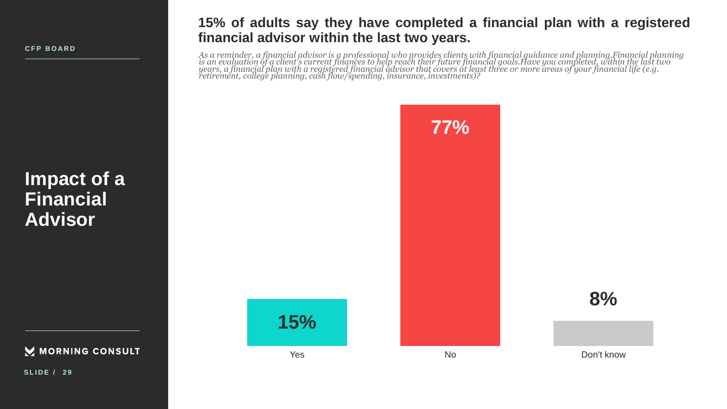CFP BOARD

# Impact of a Financial Advisor

## 15% of adults say they have completed a financial plan with a registered financial advisor within the last two years.

*As a reminder, a financial advisor is a professional who provides clients with financial guidance and planning.Financial planning is an evaluation of a client's current finances to help reach their future financial goals.Have you completed, within the last two years, a financial plan with a registered financial advisor that covers at least three or more areas of your financial life (e.g. retirement, college planning, cash flow/spending, insurance, investments)?*

| Response | Share |
| --- | --- |
| Yes | 15% |
| No | 77% |
| Don't know | 8% |

MORNING CONSULT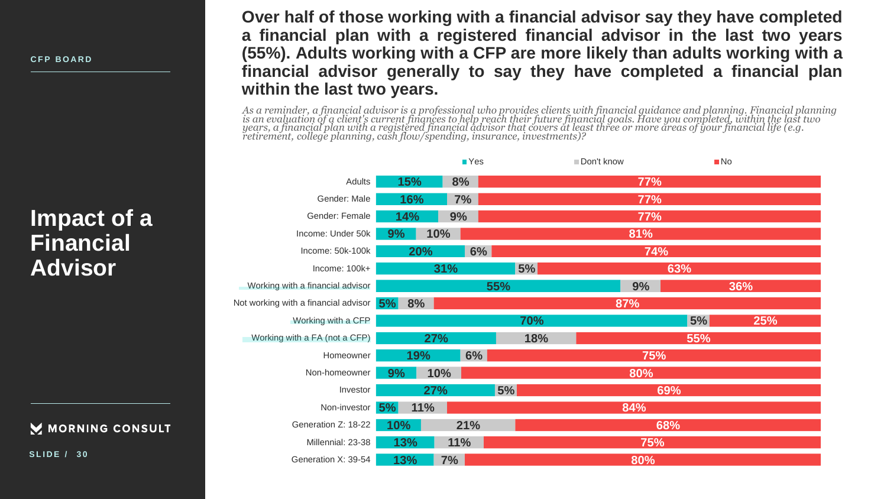CFP BOARD

# Impact of a Financial Advisor

## Over half of those working with a financial advisor say they have completed a financial plan with a registered financial advisor in the last two years (55%). Adults working with a CFP are more likely than adults working with a financial advisor generally to say they have completed a financial plan within the last two years.

*As a reminder, a financial advisor is a professional who provides clients with financial guidance and planning. Financial planning is an evaluation of a client's current finances to help reach their future financial goals. Have you completed, within the last two years, a financial plan with a registered financial advisor that covers at least three or more areas of your financial life (e.g. retirement, college planning, cash flow/spending, insurance, investments)?*

| | Yes | Don't know | No |
|---|---|---|---|
| Adults | 15% | 8% | 77% |
| Gender: Male | 16% | 7% | 77% |
| Gender: Female | 14% | 9% | 77% |
| Income: Under 50k | 9% | 10% | 81% |
| Income: 50k-100k | 20% | 6% | 74% |
| Income: 100k+ | 31% | 5% | 63% |
| Working with a financial advisor | 55% | 9% | 36% |
| Not working with a financial advisor | 5% | 8% | 87% |
| Working with a CFP | 70% | 5% | 25% |
| Working with a FA (not a CFP) | 27% | 18% | 55% |
| Homeowner | 19% | 6% | 75% |
| Non-homeowner | 9% | 10% | 80% |
| Investor | 27% | 5% | 69% |
| Non-investor | 5% | 11% | 84% |
| Generation Z: 18-22 | 10% | 21% | 68% |
| Millennial: 23-38 | 13% | 11% | 75% |
| Generation X: 39-54 | 13% | 7% | 80% |

MORNING CONSULT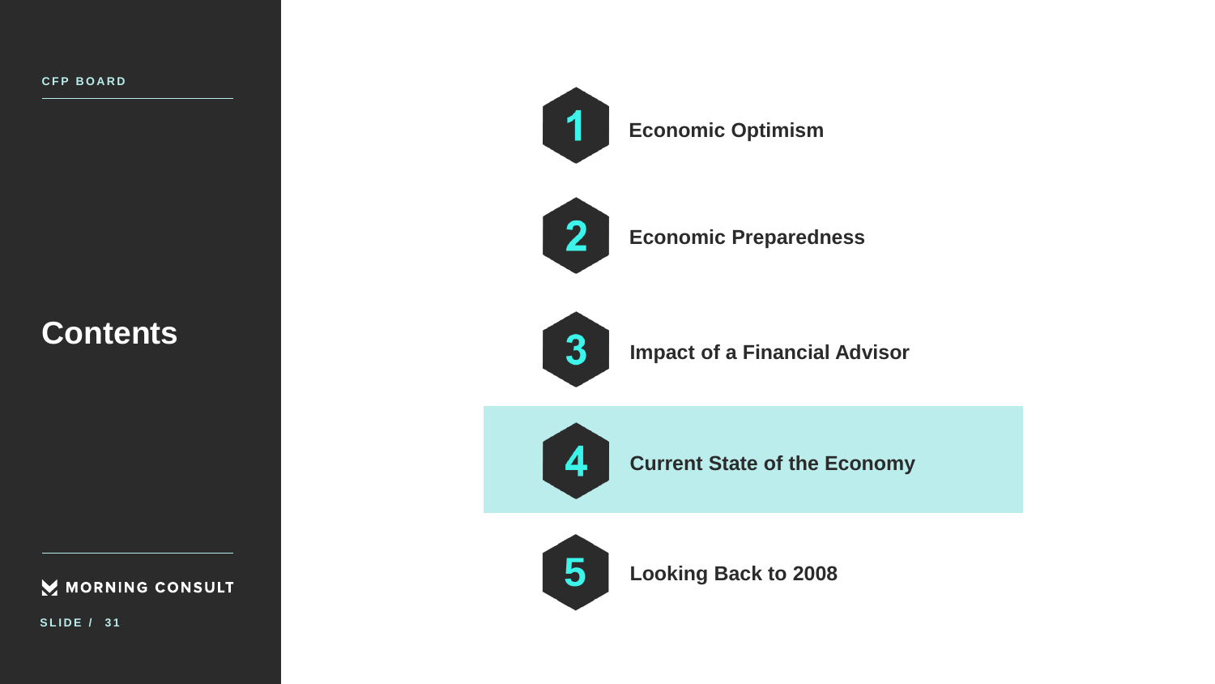# Contents

1. **Economic Optimism**
2. **Economic Preparedness**
3. **Impact of a Financial Advisor**
4. **Current State of the Economy**
5. **Looking Back to 2008**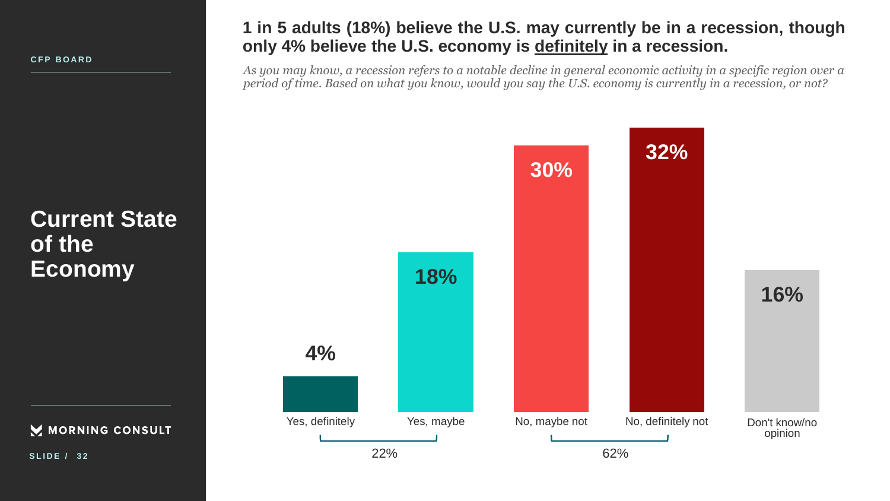CFP BOARD

## Current State of the Economy

# 1 in 5 adults (18%) believe the U.S. may currently be in a recession, though only 4% believe the U.S. economy is definitely in a recession.

*As you may know, a recession refers to a notable decline in general economic activity in a specific region over a period of time. Based on what you know, would you say the U.S. economy is currently in a recession, or not?*

| Response | Percentage |
|---|---|
| Yes, definitely | 4% |
| Yes, maybe | 18% |
| No, maybe not | 30% |
| No, definitely not | 32% |
| Don't know/no opinion | 16% |

Yes (definitely + maybe): 22%

No (maybe not + definitely not): 62%

MORNING CONSULT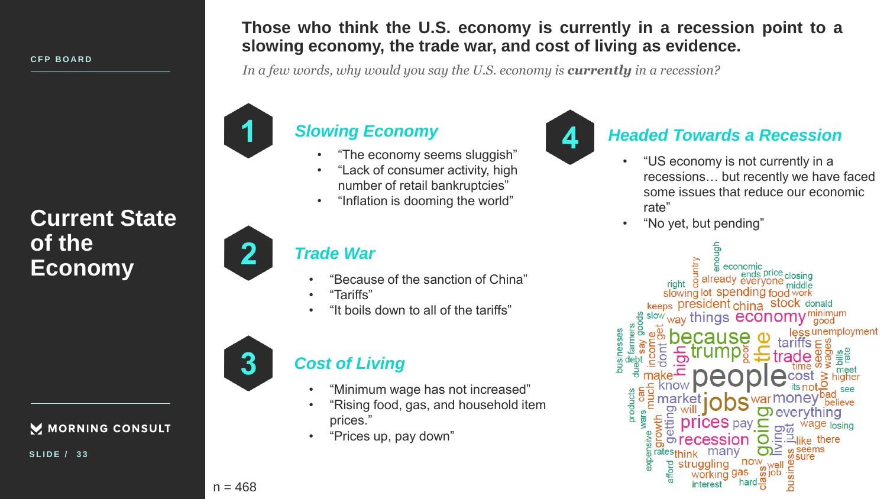CFP BOARD

# Current State of the Economy

## Those who think the U.S. economy is currently in a recession point to a slowing economy, the trade war, and cost of living as evidence.

*In a few words, why would you say the U.S. economy is **currently** in a recession?*

### 1 Slowing Economy

- "The economy seems sluggish"
- "Lack of consumer activity, high number of retail bankruptcies"
- "Inflation is dooming the world"

### 2 Trade War

- "Because of the sanction of China"
- "Tariffs"
- "It boils down to all of the tariffs"

### 3 Cost of Living

- "Minimum wage has not increased"
- "Rising food, gas, and household item prices."
- "Prices up, pay down"

### 4 Headed Towards a Recession

- "US economy is not currently in a recessions… but recently we have faced some issues that reduce our economic rate"
- "No yet, but pending"

n = 468

MORNING CONSULT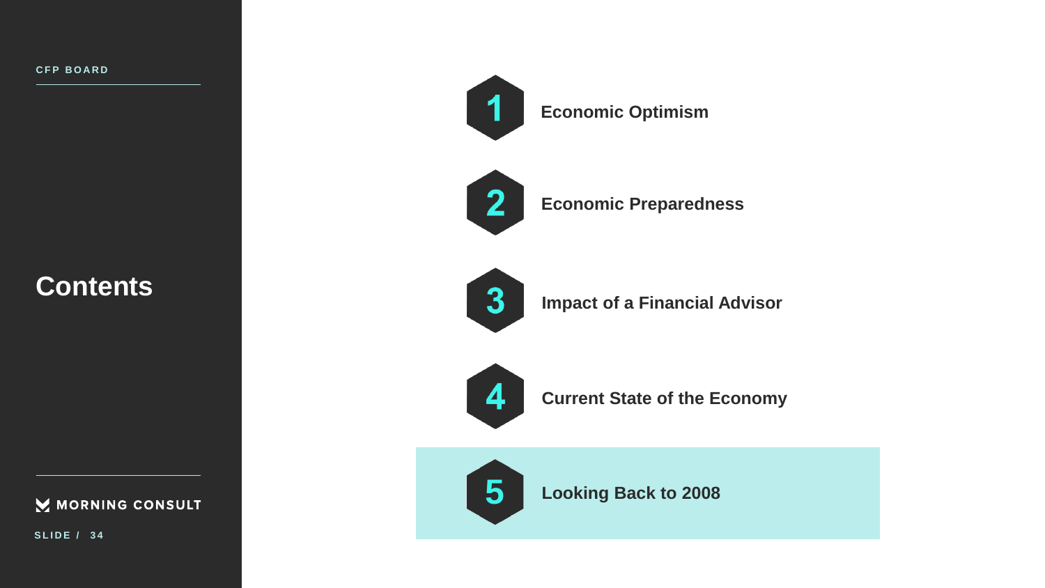# Contents

1. Economic Optimism
2. Economic Preparedness
3. Impact of a Financial Advisor
4. Current State of the Economy
5. **Looking Back to 2008**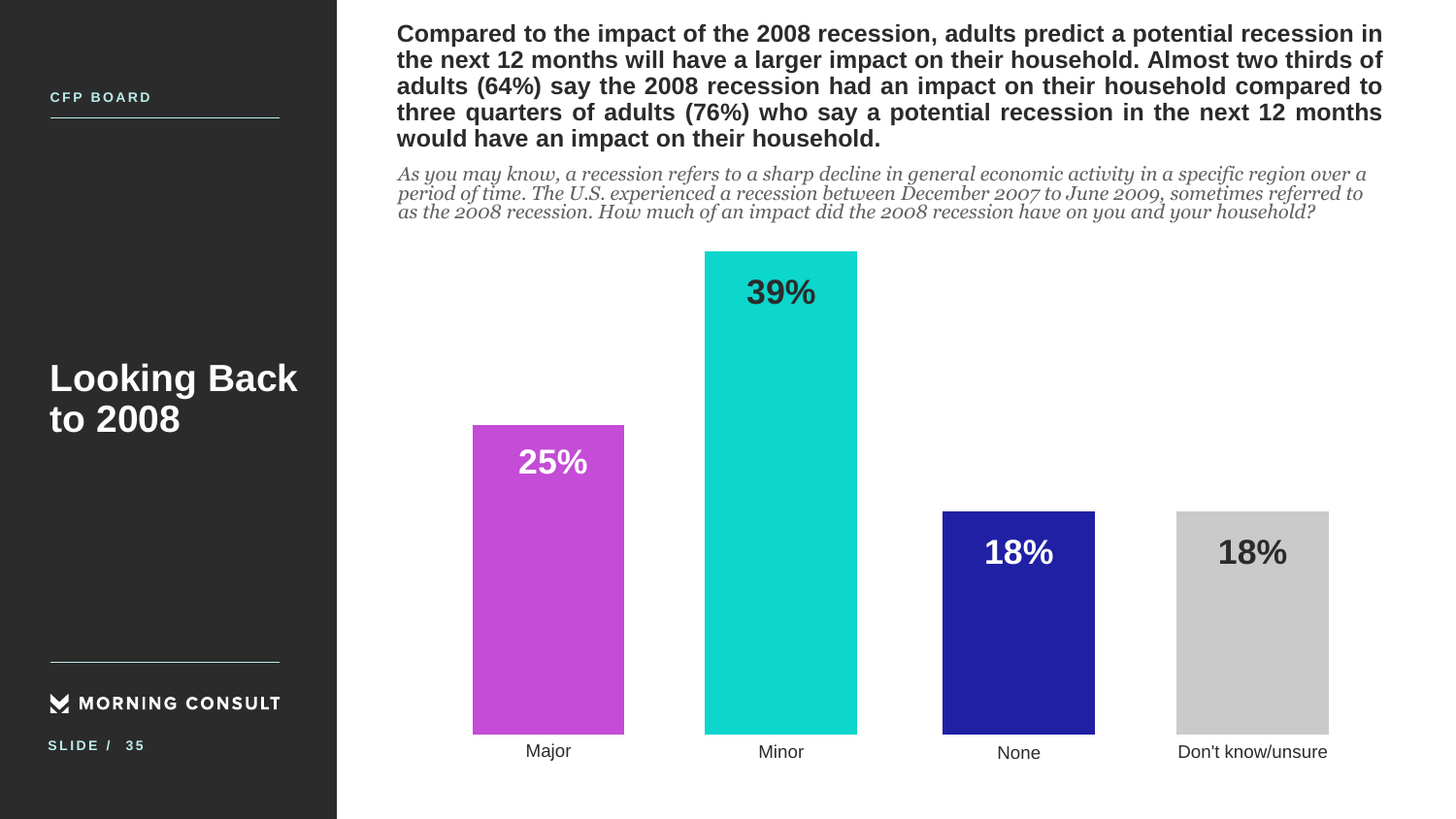CFP BOARD

# Looking Back to 2008

**Compared to the impact of the 2008 recession, adults predict a potential recession in the next 12 months will have a larger impact on their household. Almost two thirds of adults (64%) say the 2008 recession had an impact on their household compared to three quarters of adults (76%) who say a potential recession in the next 12 months would have an impact on their household.**

*As you may know, a recession refers to a sharp decline in general economic activity in a specific region over a period of time. The U.S. experienced a recession between December 2007 to June 2009, sometimes referred to as the 2008 recession. How much of an impact did the 2008 recession have on you and your household?*

| Major | Minor | None | Don't know/unsure |
|---|---|---|---|
| 25% | 39% | 18% | 18% |

MORNING CONSULT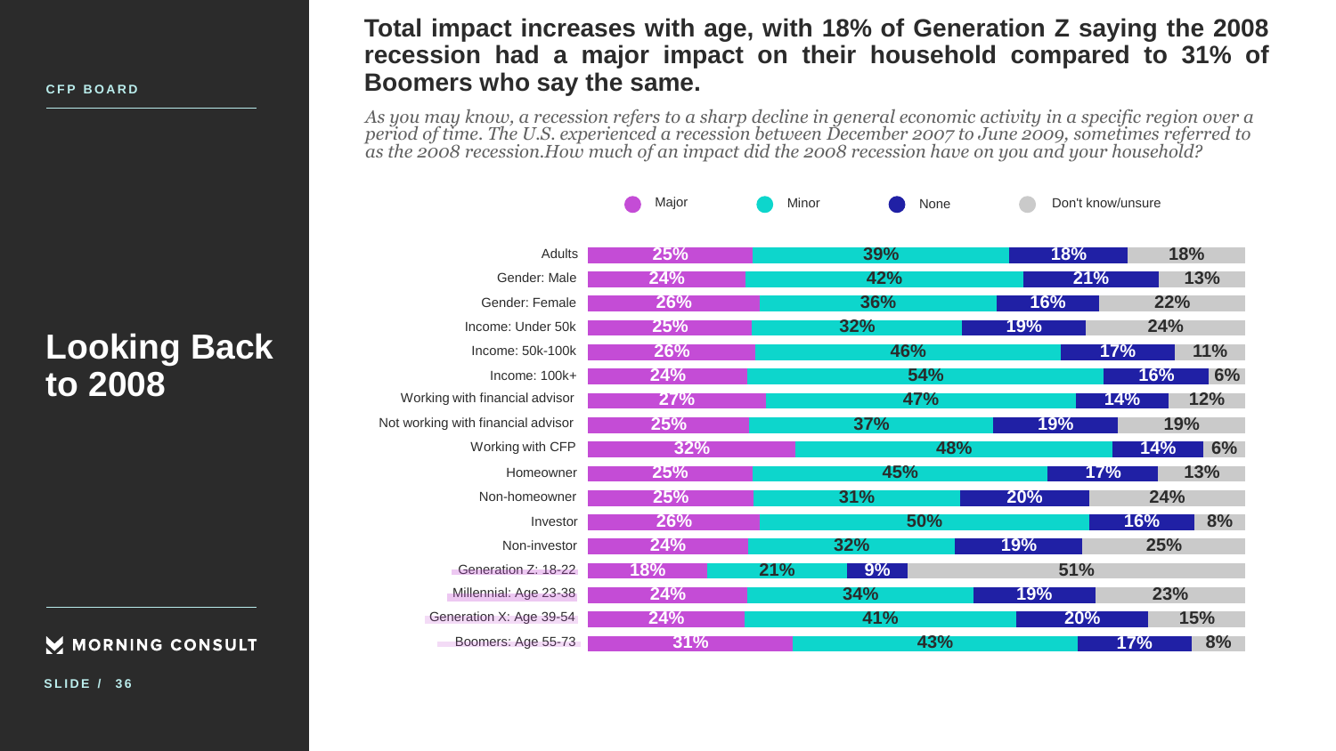CFP BOARD

# Looking Back to 2008

## Total impact increases with age, with 18% of Generation Z saying the 2008 recession had a major impact on their household compared to 31% of Boomers who say the same.

*As you may know, a recession refers to a sharp decline in general economic activity in a specific region over a period of time. The U.S. experienced a recession between December 2007 to June 2009, sometimes referred to as the 2008 recession.How much of an impact did the 2008 recession have on you and your household?*

| | Major | Minor | None | Don't know/unsure |
|---|---|---|---|---|
| Adults | 25% | 39% | 18% | 18% |
| Gender: Male | 24% | 42% | 21% | 13% |
| Gender: Female | 26% | 36% | 16% | 22% |
| Income: Under 50k | 25% | 32% | 19% | 24% |
| Income: 50k-100k | 26% | 46% | 17% | 11% |
| Income: 100k+ | 24% | 54% | 16% | 6% |
| Working with financial advisor | 27% | 47% | 14% | 12% |
| Not working with financial advisor | 25% | 37% | 19% | 19% |
| Working with CFP | 32% | 48% | 14% | 6% |
| Homeowner | 25% | 45% | 17% | 13% |
| Non-homeowner | 25% | 31% | 20% | 24% |
| Investor | 26% | 50% | 16% | 8% |
| Non-investor | 24% | 32% | 19% | 25% |
| Generation Z: 18-22 | 18% | 21% | 9% | 51% |
| Millennial: Age 23-38 | 24% | 34% | 19% | 23% |
| Generation X: Age 39-54 | 24% | 41% | 20% | 15% |
| Boomers: Age 55-73 | 31% | 43% | 17% | 8% |

MORNING CONSULT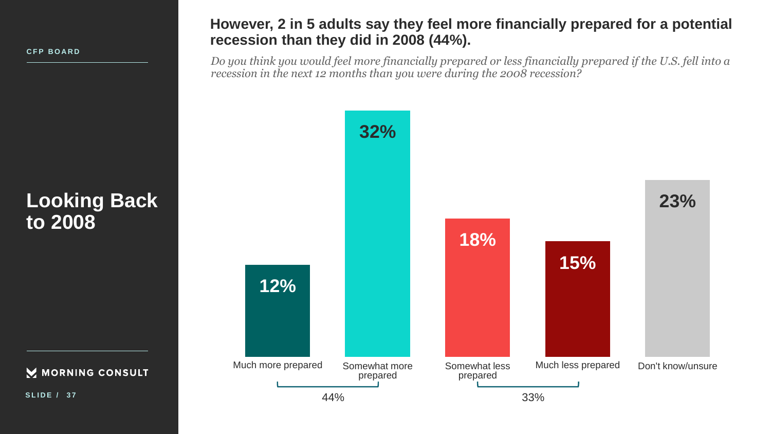CFP BOARD

# Looking Back to 2008

## However, 2 in 5 adults say they feel more financially prepared for a potential recession than they did in 2008 (44%).

*Do you think you would feel more financially prepared or less financially prepared if the U.S. fell into a recession in the next 12 months than you were during the 2008 recession?*

| Response | Percent |
| --- | --- |
| Much more prepared | 12% |
| Somewhat more prepared | 32% |
| Somewhat less prepared | 18% |
| Much less prepared | 15% |
| Don't know/unsure | 23% |

More prepared (net): 44%

Less prepared (net): 33%

MORNING CONSULT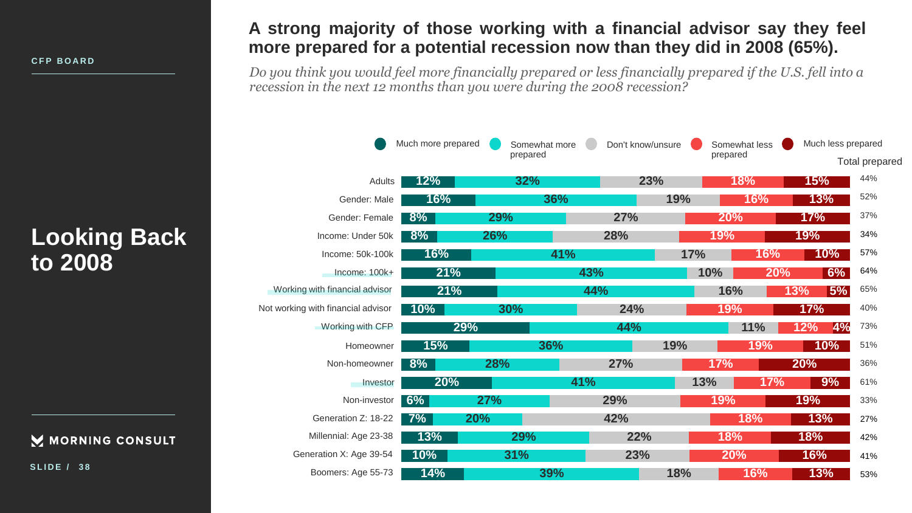CFP BOARD

# Looking Back to 2008

## A strong majority of those working with a financial advisor say they feel more prepared for a potential recession now than they did in 2008 (65%).

*Do you think you would feel more financially prepared or less financially prepared if the U.S. fell into a recession in the next 12 months than you were during the 2008 recession?*

| | Much more prepared | Somewhat more prepared | Don't know/unsure | Somewhat less prepared | Much less prepared | Total prepared |
|---|---|---|---|---|---|---|
| Adults | 12% | 32% | 23% | 18% | 15% | 44% |
| Gender: Male | 16% | 36% | 19% | 16% | 13% | 52% |
| Gender: Female | 8% | 29% | 27% | 20% | 17% | 37% |
| Income: Under 50k | 8% | 26% | 28% | 19% | 19% | 34% |
| Income: 50k-100k | 16% | 41% | 17% | 16% | 10% | 57% |
| Income: 100k+ | 21% | 43% | 10% | 20% | 6% | 64% |
| Working with financial advisor | 21% | 44% | 16% | 13% | 5% | 65% |
| Not working with financial advisor | 10% | 30% | 24% | 19% | 17% | 40% |
| Working with CFP | 29% | 44% | 11% | 12% | 4% | 73% |
| Homeowner | 15% | 36% | 19% | 19% | 10% | 51% |
| Non-homeowner | 8% | 28% | 27% | 17% | 20% | 36% |
| Investor | 20% | 41% | 13% | 17% | 9% | 61% |
| Non-investor | 6% | 27% | 29% | 19% | 19% | 33% |
| Generation Z: 18-22 | 7% | 20% | 42% | 18% | 13% | 27% |
| Millennial: Age 23-38 | 13% | 29% | 22% | 18% | 18% | 42% |
| Generation X: Age 39-54 | 10% | 31% | 23% | 20% | 16% | 41% |
| Boomers: Age 55-73 | 14% | 39% | 18% | 16% | 13% | 53% |

MORNING CONSULT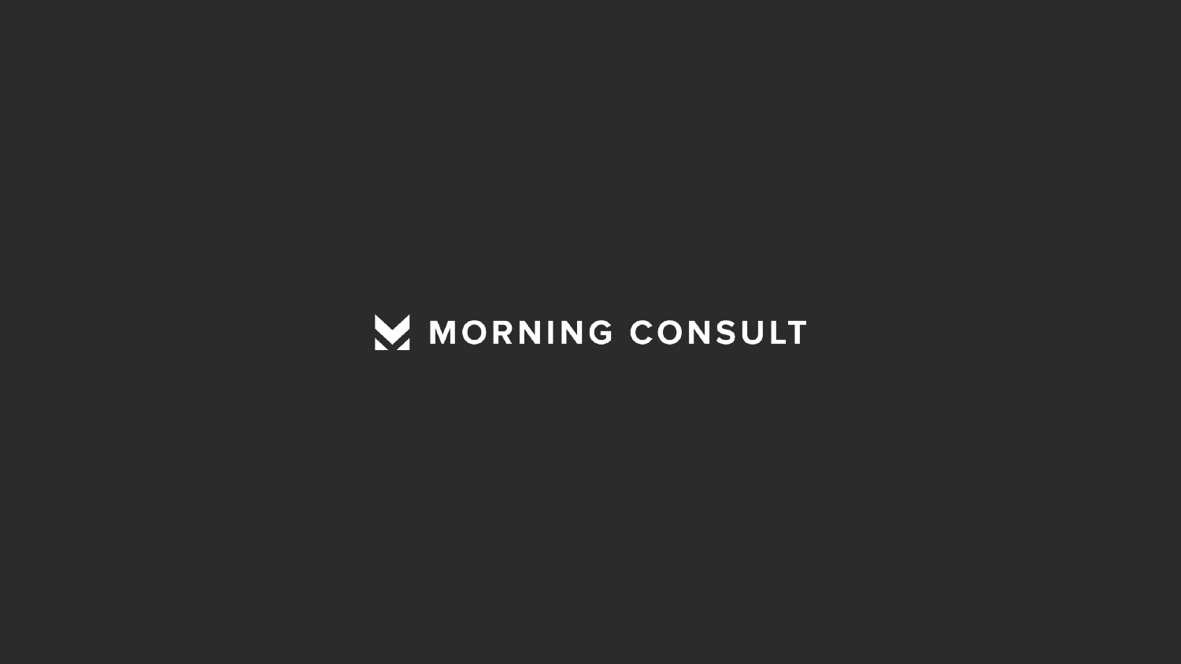MORNING CONSULT